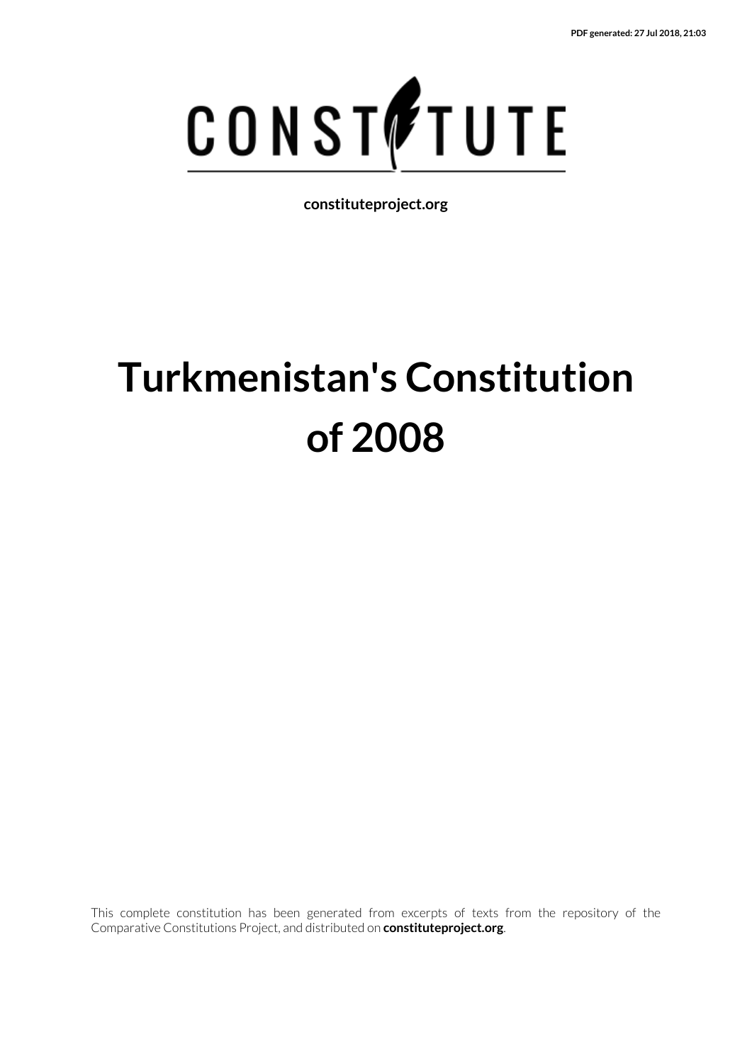PDF generated: 27 Jul 2018, 21:03

CONSTITUTE

**constituteproject.org**

# Turkmenistan's Constitution of 2008

This complete constitution has been generated from excerpts of texts from the repository of the Comparative Constitutions Project, and distributed on **constituteproject.org**.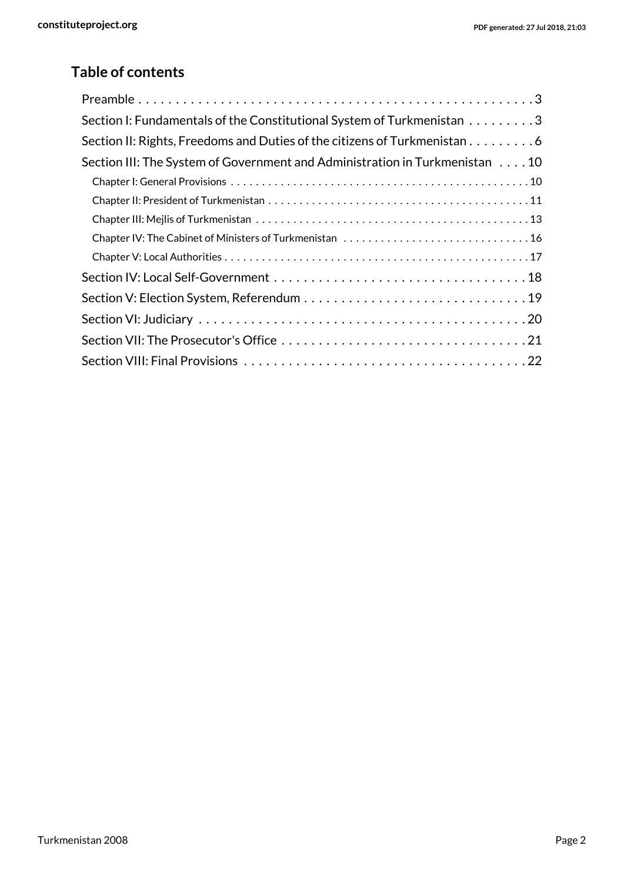## Table of contents

- Preamble . . . . . . . . . . 3
- Section I: Fundamentals of the Constitutional System of Turkmenistan . . . . . . . . . . 3
- Section II: Rights, Freedoms and Duties of the citizens of Turkmenistan . . . . . . . . . . 6
- Section III: The System of Government and Administration in Turkmenistan . . . . 10
  - Chapter I: General Provisions . . . . . . . . . . 10
  - Chapter II: President of Turkmenistan . . . . . . . . . . 11
  - Chapter III: Mejlis of Turkmenistan . . . . . . . . . . 13
  - Chapter IV: The Cabinet of Ministers of Turkmenistan . . . . . . . . . . 16
  - Chapter V: Local Authorities . . . . . . . . . . 17
- Section IV: Local Self-Government . . . . . . . . . . 18
- Section V: Election System, Referendum . . . . . . . . . . 19
- Section VI: Judiciary . . . . . . . . . . 20
- Section VII: The Prosecutor's Office . . . . . . . . . . 21
- Section VIII: Final Provisions . . . . . . . . . . 22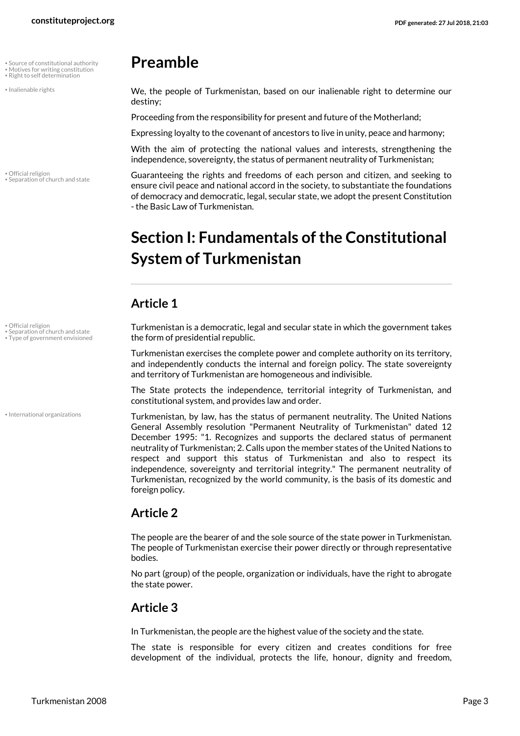# Preamble

We, the people of Turkmenistan, based on our inalienable right to determine our destiny;

Proceeding from the responsibility for present and future of the Motherland;

Expressing loyalty to the covenant of ancestors to live in unity, peace and harmony;

With the aim of protecting the national values and interests, strengthening the independence, sovereignty, the status of permanent neutrality of Turkmenistan;

Guaranteeing the rights and freedoms of each person and citizen, and seeking to ensure civil peace and national accord in the society, to substantiate the foundations of democracy and democratic, legal, secular state, we adopt the present Constitution - the Basic Law of Turkmenistan.

# Section I: Fundamentals of the Constitutional System of Turkmenistan

## Article 1

Turkmenistan is a democratic, legal and secular state in which the government takes the form of presidential republic.

Turkmenistan exercises the complete power and complete authority on its territory, and independently conducts the internal and foreign policy. The state sovereignty and territory of Turkmenistan are homogeneous and indivisible.

The State protects the independence, territorial integrity of Turkmenistan, and constitutional system, and provides law and order.

Turkmenistan, by law, has the status of permanent neutrality. The United Nations General Assembly resolution "Permanent Neutrality of Turkmenistan" dated 12 December 1995: "1. Recognizes and supports the declared status of permanent neutrality of Turkmenistan; 2. Calls upon the member states of the United Nations to respect and support this status of Turkmenistan and also to respect its independence, sovereignty and territorial integrity." The permanent neutrality of Turkmenistan, recognized by the world community, is the basis of its domestic and foreign policy.

## Article 2

The people are the bearer of and the sole source of the state power in Turkmenistan. The people of Turkmenistan exercise their power directly or through representative bodies.

No part (group) of the people, organization or individuals, have the right to abrogate the state power.

## Article 3

In Turkmenistan, the people are the highest value of the society and the state.

The state is responsible for every citizen and creates conditions for free development of the individual, protects the life, honour, dignity and freedom,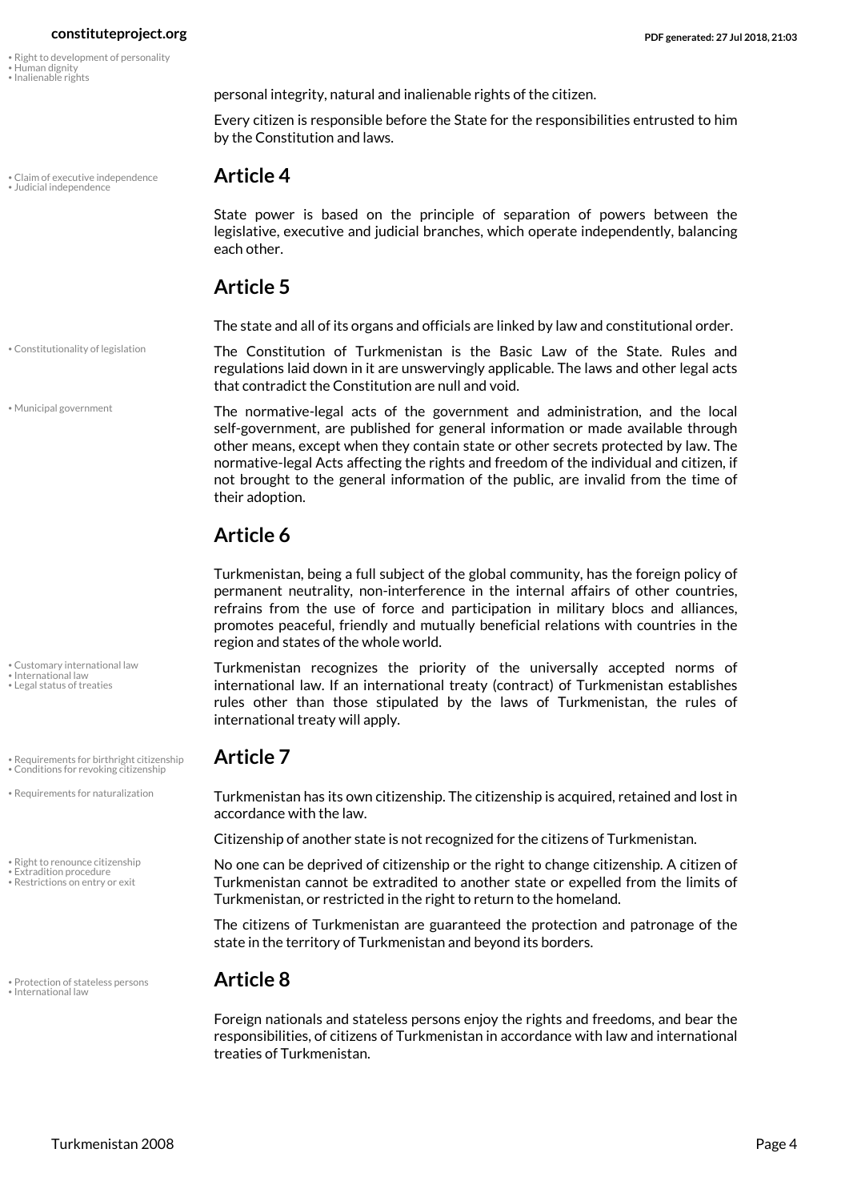personal integrity, natural and inalienable rights of the citizen.

Every citizen is responsible before the State for the responsibilities entrusted to him by the Constitution and laws.

## Article 4

State power is based on the principle of separation of powers between the legislative, executive and judicial branches, which operate independently, balancing each other.

## Article 5

The state and all of its organs and officials are linked by law and constitutional order.

The Constitution of Turkmenistan is the Basic Law of the State. Rules and regulations laid down in it are unswervingly applicable. The laws and other legal acts that contradict the Constitution are null and void.

The normative-legal acts of the government and administration, and the local self-government, are published for general information or made available through other means, except when they contain state or other secrets protected by law. The normative-legal Acts affecting the rights and freedom of the individual and citizen, if not brought to the general information of the public, are invalid from the time of their adoption.

## Article 6

Turkmenistan, being a full subject of the global community, has the foreign policy of permanent neutrality, non-interference in the internal affairs of other countries, refrains from the use of force and participation in military blocs and alliances, promotes peaceful, friendly and mutually beneficial relations with countries in the region and states of the whole world.

Turkmenistan recognizes the priority of the universally accepted norms of international law. If an international treaty (contract) of Turkmenistan establishes rules other than those stipulated by the laws of Turkmenistan, the rules of international treaty will apply.

## Article 7

Turkmenistan has its own citizenship. The citizenship is acquired, retained and lost in accordance with the law.

Citizenship of another state is not recognized for the citizens of Turkmenistan.

No one can be deprived of citizenship or the right to change citizenship. A citizen of Turkmenistan cannot be extradited to another state or expelled from the limits of Turkmenistan, or restricted in the right to return to the homeland.

The citizens of Turkmenistan are guaranteed the protection and patronage of the state in the territory of Turkmenistan and beyond its borders.

## Article 8

Foreign nationals and stateless persons enjoy the rights and freedoms, and bear the responsibilities, of citizens of Turkmenistan in accordance with law and international treaties of Turkmenistan.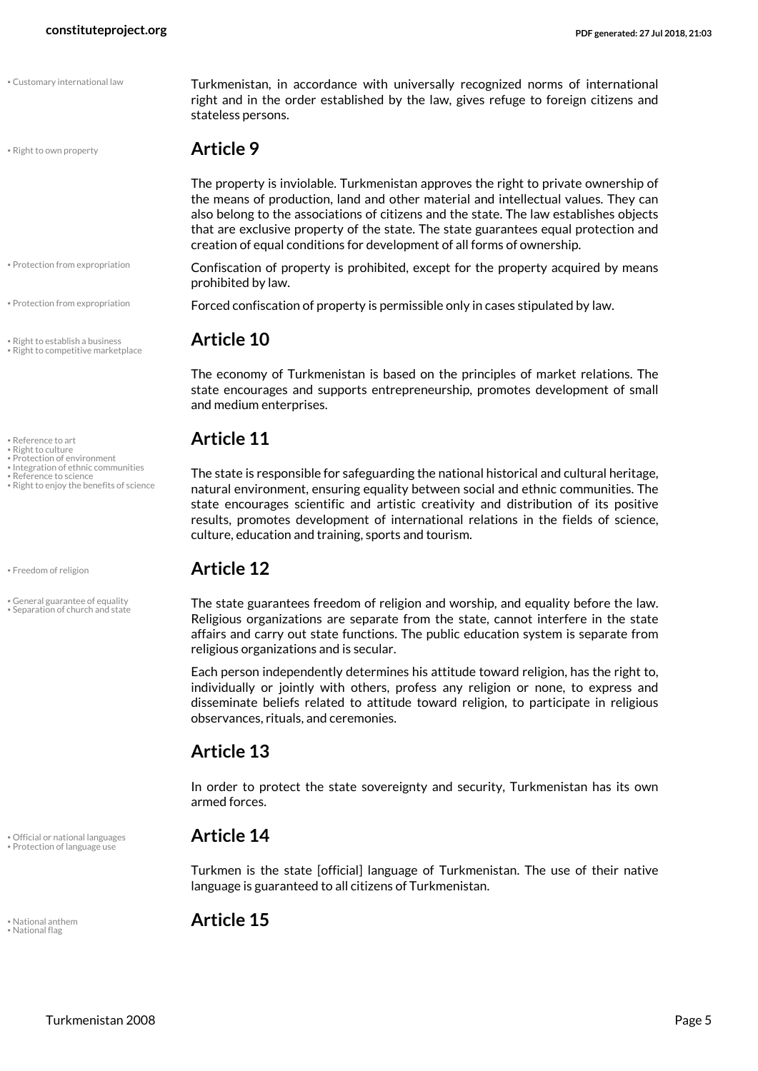Turkmenistan, in accordance with universally recognized norms of international right and in the order established by the law, gives refuge to foreign citizens and stateless persons.

## Article 9

The property is inviolable. Turkmenistan approves the right to private ownership of the means of production, land and other material and intellectual values. They can also belong to the associations of citizens and the state. The law establishes objects that are exclusive property of the state. The state guarantees equal protection and creation of equal conditions for development of all forms of ownership.

Confiscation of property is prohibited, except for the property acquired by means prohibited by law.

Forced confiscation of property is permissible only in cases stipulated by law.

## Article 10

The economy of Turkmenistan is based on the principles of market relations. The state encourages and supports entrepreneurship, promotes development of small and medium enterprises.

## Article 11

The state is responsible for safeguarding the national historical and cultural heritage, natural environment, ensuring equality between social and ethnic communities. The state encourages scientific and artistic creativity and distribution of its positive results, promotes development of international relations in the fields of science, culture, education and training, sports and tourism.

## Article 12

The state guarantees freedom of religion and worship, and equality before the law. Religious organizations are separate from the state, cannot interfere in the state affairs and carry out state functions. The public education system is separate from religious organizations and is secular.

Each person independently determines his attitude toward religion, has the right to, individually or jointly with others, profess any religion or none, to express and disseminate beliefs related to attitude toward religion, to participate in religious observances, rituals, and ceremonies.

## Article 13

In order to protect the state sovereignty and security, Turkmenistan has its own armed forces.

## Article 14

Turkmen is the state [official] language of Turkmenistan. The use of their native language is guaranteed to all citizens of Turkmenistan.

## Article 15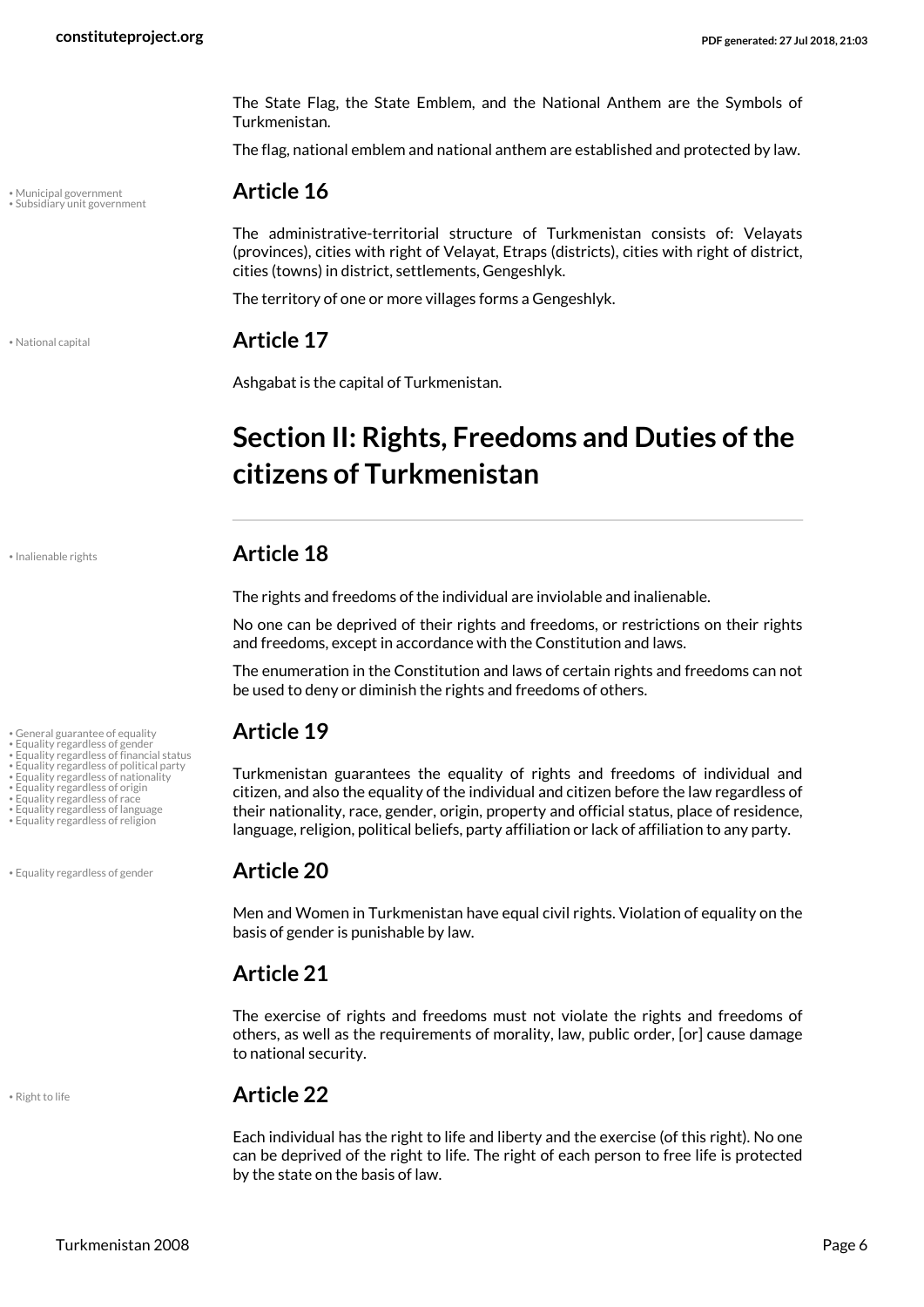The State Flag, the State Emblem, and the National Anthem are the Symbols of Turkmenistan.

The flag, national emblem and national anthem are established and protected by law.

• Municipal government
• Subsidiary unit government

### Article 16

The administrative-territorial structure of Turkmenistan consists of: Velayats (provinces), cities with right of Velayat, Etraps (districts), cities with right of district, cities (towns) in district, settlements, Gengeshlyk.

The territory of one or more villages forms a Gengeshlyk.

• National capital

### Article 17

Ashgabat is the capital of Turkmenistan.

## Section II: Rights, Freedoms and Duties of the citizens of Turkmenistan

• Inalienable rights

### Article 18

The rights and freedoms of the individual are inviolable and inalienable.

No one can be deprived of their rights and freedoms, or restrictions on their rights and freedoms, except in accordance with the Constitution and laws.

The enumeration in the Constitution and laws of certain rights and freedoms can not be used to deny or diminish the rights and freedoms of others.

• General guarantee of equality
• Equality regardless of gender
• Equality regardless of financial status
• Equality regardless of political party
• Equality regardless of nationality
• Equality regardless of origin
• Equality regardless of race
• Equality regardless of language
• Equality regardless of religion

### Article 19

Turkmenistan guarantees the equality of rights and freedoms of individual and citizen, and also the equality of the individual and citizen before the law regardless of their nationality, race, gender, origin, property and official status, place of residence, language, religion, political beliefs, party affiliation or lack of affiliation to any party.

• Equality regardless of gender

### Article 20

Men and Women in Turkmenistan have equal civil rights. Violation of equality on the basis of gender is punishable by law.

### Article 21

The exercise of rights and freedoms must not violate the rights and freedoms of others, as well as the requirements of morality, law, public order, [or] cause damage to national security.

• Right to life

### Article 22

Each individual has the right to life and liberty and the exercise (of this right). No one can be deprived of the right to life. The right of each person to free life is protected by the state on the basis of law.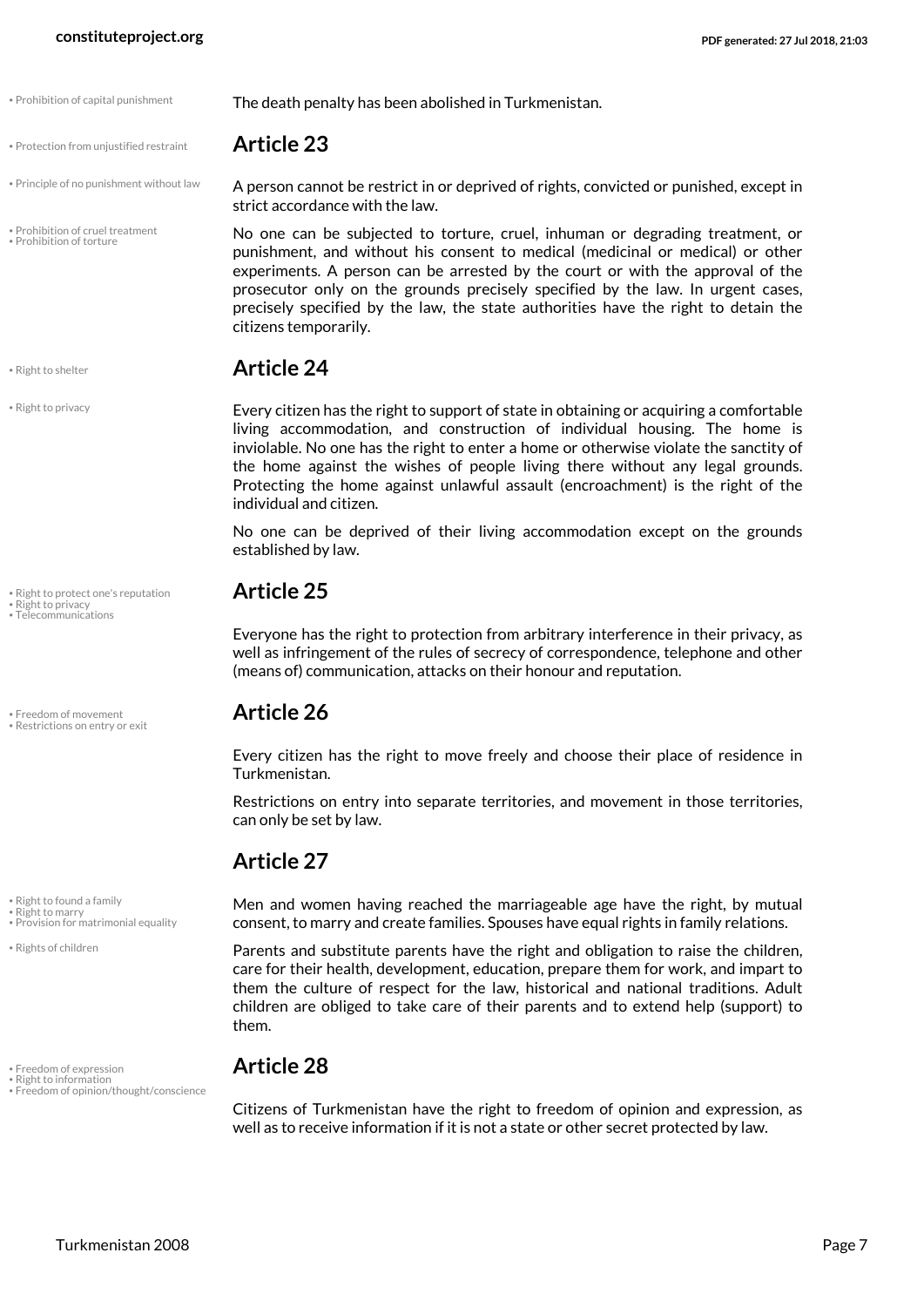The death penalty has been abolished in Turkmenistan.

## Article 23

A person cannot be restrict in or deprived of rights, convicted or punished, except in strict accordance with the law.

No one can be subjected to torture, cruel, inhuman or degrading treatment, or punishment, and without his consent to medical (medicinal or medical) or other experiments. A person can be arrested by the court or with the approval of the prosecutor only on the grounds precisely specified by the law. In urgent cases, precisely specified by the law, the state authorities have the right to detain the citizens temporarily.

## Article 24

Every citizen has the right to support of state in obtaining or acquiring a comfortable living accommodation, and construction of individual housing. The home is inviolable. No one has the right to enter a home or otherwise violate the sanctity of the home against the wishes of people living there without any legal grounds. Protecting the home against unlawful assault (encroachment) is the right of the individual and citizen.

No one can be deprived of their living accommodation except on the grounds established by law.

## Article 25

Everyone has the right to protection from arbitrary interference in their privacy, as well as infringement of the rules of secrecy of correspondence, telephone and other (means of) communication, attacks on their honour and reputation.

## Article 26

Every citizen has the right to move freely and choose their place of residence in Turkmenistan.

Restrictions on entry into separate territories, and movement in those territories, can only be set by law.

## Article 27

Men and women having reached the marriageable age have the right, by mutual consent, to marry and create families. Spouses have equal rights in family relations.

Parents and substitute parents have the right and obligation to raise the children, care for their health, development, education, prepare them for work, and impart to them the culture of respect for the law, historical and national traditions. Adult children are obliged to take care of their parents and to extend help (support) to them.

## Article 28

Citizens of Turkmenistan have the right to freedom of opinion and expression, as well as to receive information if it is not a state or other secret protected by law.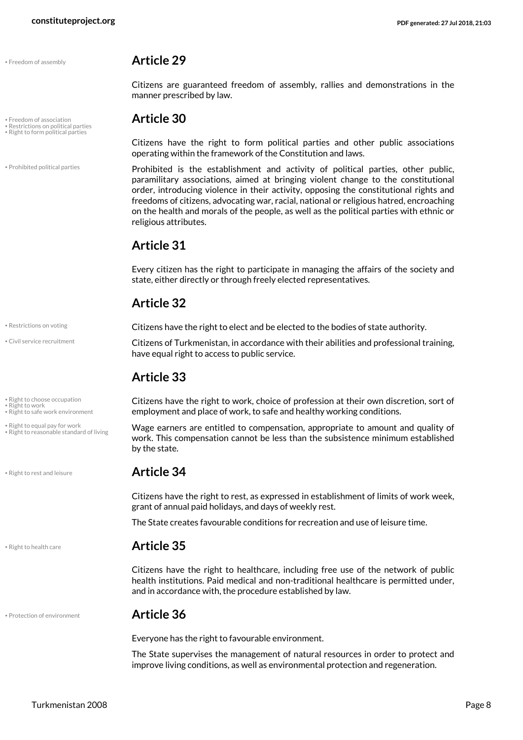• Freedom of assembly

## Article 29

Citizens are guaranteed freedom of assembly, rallies and demonstrations in the manner prescribed by law.

• Freedom of association
• Restrictions on political parties
• Right to form political parties

## Article 30

Citizens have the right to form political parties and other public associations operating within the framework of the Constitution and laws.

• Prohibited political parties

Prohibited is the establishment and activity of political parties, other public, paramilitary associations, aimed at bringing violent change to the constitutional order, introducing violence in their activity, opposing the constitutional rights and freedoms of citizens, advocating war, racial, national or religious hatred, encroaching on the health and morals of the people, as well as the political parties with ethnic or religious attributes.

## Article 31

Every citizen has the right to participate in managing the affairs of the society and state, either directly or through freely elected representatives.

## Article 32

• Restrictions on voting

Citizens have the right to elect and be elected to the bodies of state authority.

• Civil service recruitment

Citizens of Turkmenistan, in accordance with their abilities and professional training, have equal right to access to public service.

## Article 33

• Right to choose occupation
• Right to work
• Right to safe work environment

Citizens have the right to work, choice of profession at their own discretion, sort of employment and place of work, to safe and healthy working conditions.

• Right to equal pay for work
• Right to reasonable standard of living

Wage earners are entitled to compensation, appropriate to amount and quality of work. This compensation cannot be less than the subsistence minimum established by the state.

• Right to rest and leisure

## Article 34

Citizens have the right to rest, as expressed in establishment of limits of work week, grant of annual paid holidays, and days of weekly rest.

The State creates favourable conditions for recreation and use of leisure time.

• Right to health care

## Article 35

Citizens have the right to healthcare, including free use of the network of public health institutions. Paid medical and non-traditional healthcare is permitted under, and in accordance with, the procedure established by law.

• Protection of environment

## Article 36

Everyone has the right to favourable environment.

The State supervises the management of natural resources in order to protect and improve living conditions, as well as environmental protection and regeneration.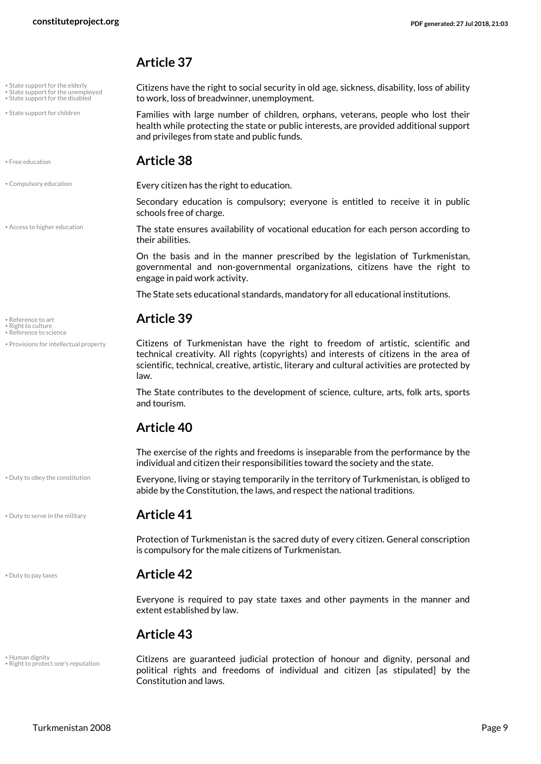## Article 37

Citizens have the right to social security in old age, sickness, disability, loss of ability to work, loss of breadwinner, unemployment.

Families with large number of children, orphans, veterans, people who lost their health while protecting the state or public interests, are provided additional support and privileges from state and public funds.

## Article 38

Every citizen has the right to education.

Secondary education is compulsory; everyone is entitled to receive it in public schools free of charge.

The state ensures availability of vocational education for each person according to their abilities.

On the basis and in the manner prescribed by the legislation of Turkmenistan, governmental and non-governmental organizations, citizens have the right to engage in paid work activity.

The State sets educational standards, mandatory for all educational institutions.

## Article 39

Citizens of Turkmenistan have the right to freedom of artistic, scientific and technical creativity. All rights (copyrights) and interests of citizens in the area of scientific, technical, creative, artistic, literary and cultural activities are protected by law.

The State contributes to the development of science, culture, arts, folk arts, sports and tourism.

## Article 40

The exercise of the rights and freedoms is inseparable from the performance by the individual and citizen their responsibilities toward the society and the state.

Everyone, living or staying temporarily in the territory of Turkmenistan, is obliged to abide by the Constitution, the laws, and respect the national traditions.

## Article 41

Protection of Turkmenistan is the sacred duty of every citizen. General conscription is compulsory for the male citizens of Turkmenistan.

## Article 42

Everyone is required to pay state taxes and other payments in the manner and extent established by law.

## Article 43

Citizens are guaranteed judicial protection of honour and dignity, personal and political rights and freedoms of individual and citizen [as stipulated] by the Constitution and laws.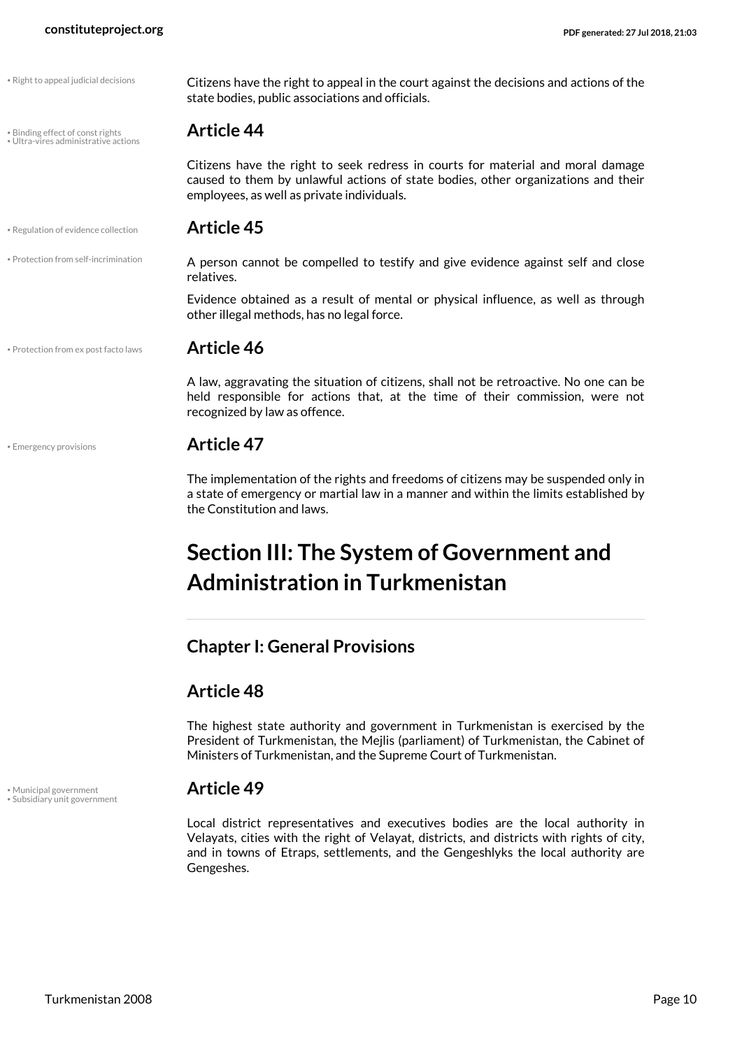Citizens have the right to appeal in the court against the decisions and actions of the state bodies, public associations and officials.

## Article 44

Citizens have the right to seek redress in courts for material and moral damage caused to them by unlawful actions of state bodies, other organizations and their employees, as well as private individuals.

## Article 45

A person cannot be compelled to testify and give evidence against self and close relatives.

Evidence obtained as a result of mental or physical influence, as well as through other illegal methods, has no legal force.

## Article 46

A law, aggravating the situation of citizens, shall not be retroactive. No one can be held responsible for actions that, at the time of their commission, were not recognized by law as offence.

## Article 47

The implementation of the rights and freedoms of citizens may be suspended only in a state of emergency or martial law in a manner and within the limits established by the Constitution and laws.

# Section III: The System of Government and Administration in Turkmenistan

### Chapter I: General Provisions

## Article 48

The highest state authority and government in Turkmenistan is exercised by the President of Turkmenistan, the Mejlis (parliament) of Turkmenistan, the Cabinet of Ministers of Turkmenistan, and the Supreme Court of Turkmenistan.

## Article 49

Local district representatives and executives bodies are the local authority in Velayats, cities with the right of Velayat, districts, and districts with rights of city, and in towns of Etraps, settlements, and the Gengeshlyks the local authority are Gengeshes.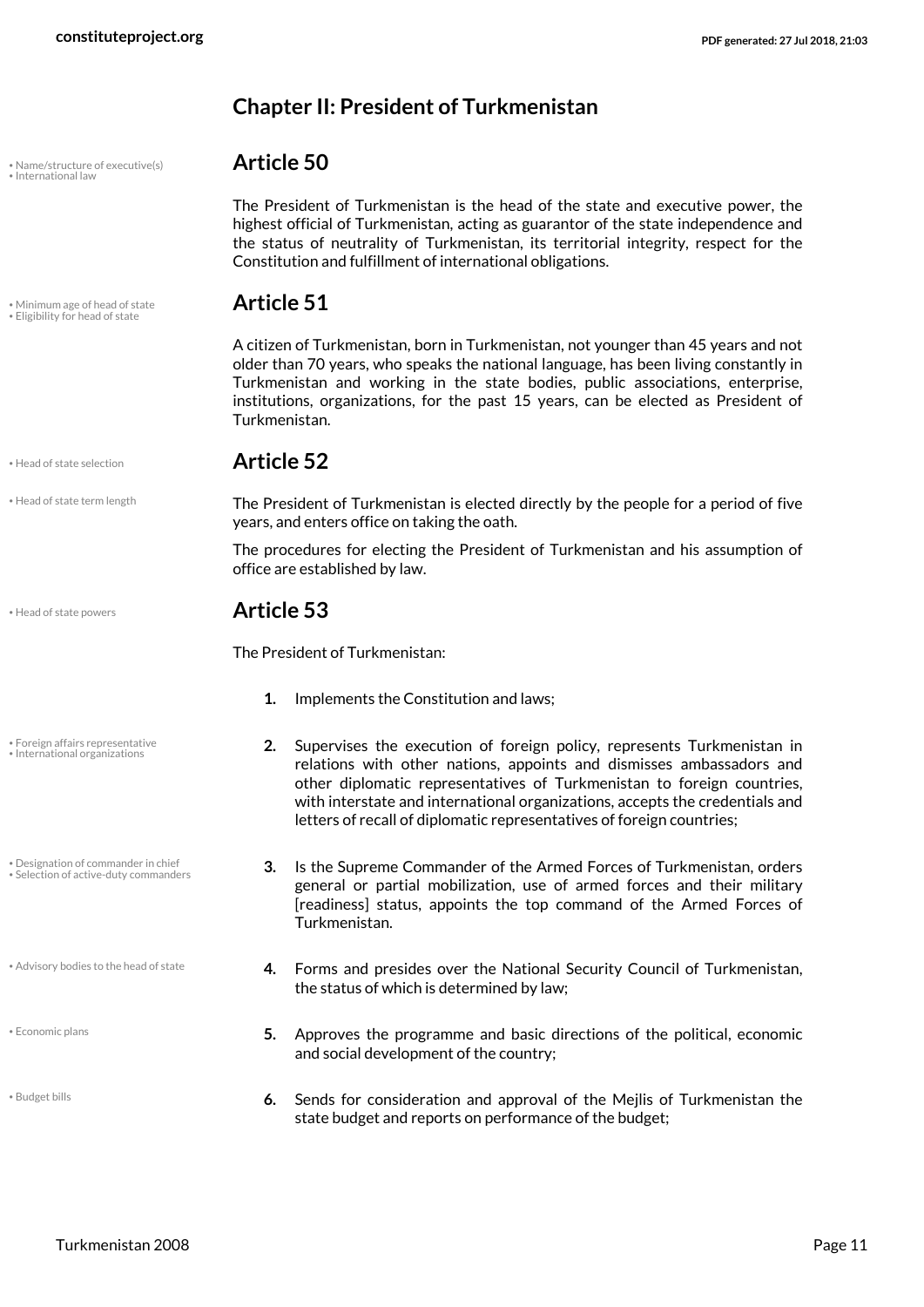## Chapter II: President of Turkmenistan

### Article 50

The President of Turkmenistan is the head of the state and executive power, the highest official of Turkmenistan, acting as guarantor of the state independence and the status of neutrality of Turkmenistan, its territorial integrity, respect for the Constitution and fulfillment of international obligations.

### Article 51

A citizen of Turkmenistan, born in Turkmenistan, not younger than 45 years and not older than 70 years, who speaks the national language, has been living constantly in Turkmenistan and working in the state bodies, public associations, enterprise, institutions, organizations, for the past 15 years, can be elected as President of Turkmenistan.

### Article 52

The President of Turkmenistan is elected directly by the people for a period of five years, and enters office on taking the oath.

The procedures for electing the President of Turkmenistan and his assumption of office are established by law.

### Article 53

The President of Turkmenistan:

1. Implements the Constitution and laws;
2. Supervises the execution of foreign policy, represents Turkmenistan in relations with other nations, appoints and dismisses ambassadors and other diplomatic representatives of Turkmenistan to foreign countries, with interstate and international organizations, accepts the credentials and letters of recall of diplomatic representatives of foreign countries;
3. Is the Supreme Commander of the Armed Forces of Turkmenistan, orders general or partial mobilization, use of armed forces and their military [readiness] status, appoints the top command of the Armed Forces of Turkmenistan.
4. Forms and presides over the National Security Council of Turkmenistan, the status of which is determined by law;
5. Approves the programme and basic directions of the political, economic and social development of the country;
6. Sends for consideration and approval of the Mejlis of Turkmenistan the state budget and reports on performance of the budget;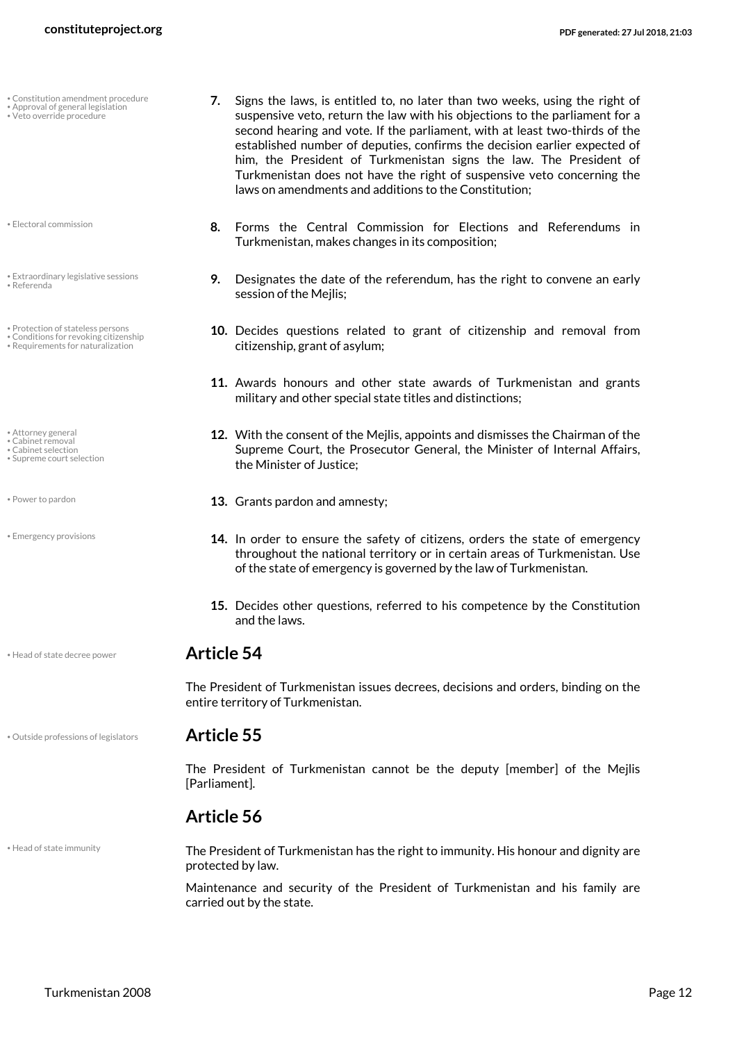7. Signs the laws, is entitled to, no later than two weeks, using the right of suspensive veto, return the law with his objections to the parliament for a second hearing and vote. If the parliament, with at least two-thirds of the established number of deputies, confirms the decision earlier expected of him, the President of Turkmenistan signs the law. The President of Turkmenistan does not have the right of suspensive veto concerning the laws on amendments and additions to the Constitution;

8. Forms the Central Commission for Elections and Referendums in Turkmenistan, makes changes in its composition;

9. Designates the date of the referendum, has the right to convene an early session of the Mejlis;

10. Decides questions related to grant of citizenship and removal from citizenship, grant of asylum;

11. Awards honours and other state awards of Turkmenistan and grants military and other special state titles and distinctions;

12. With the consent of the Mejlis, appoints and dismisses the Chairman of the Supreme Court, the Prosecutor General, the Minister of Internal Affairs, the Minister of Justice;

13. Grants pardon and amnesty;

14. In order to ensure the safety of citizens, orders the state of emergency throughout the national territory or in certain areas of Turkmenistan. Use of the state of emergency is governed by the law of Turkmenistan.

15. Decides other questions, referred to his competence by the Constitution and the laws.

## Article 54

The President of Turkmenistan issues decrees, decisions and orders, binding on the entire territory of Turkmenistan.

## Article 55

The President of Turkmenistan cannot be the deputy [member] of the Mejlis [Parliament].

## Article 56

The President of Turkmenistan has the right to immunity. His honour and dignity are protected by law.

Maintenance and security of the President of Turkmenistan and his family are carried out by the state.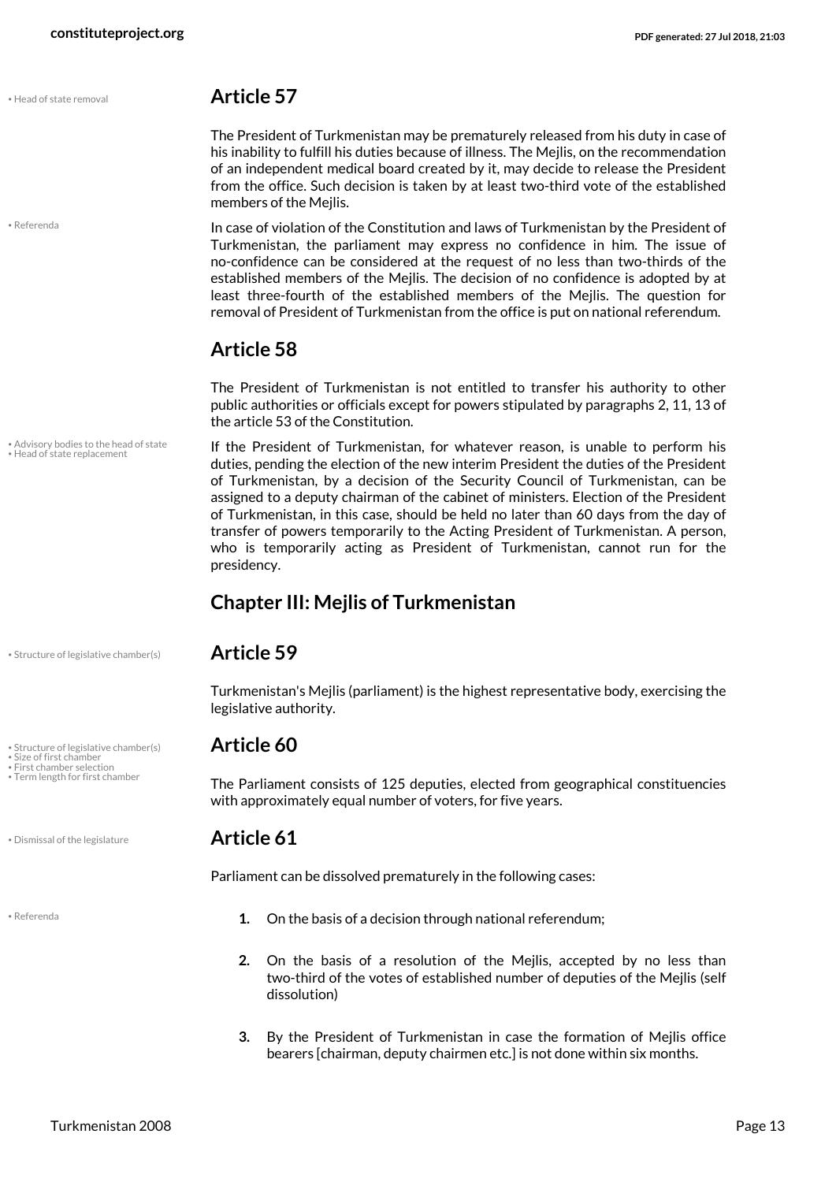## Article 57

The President of Turkmenistan may be prematurely released from his duty in case of his inability to fulfill his duties because of illness. The Mejlis, on the recommendation of an independent medical board created by it, may decide to release the President from the office. Such decision is taken by at least two-third vote of the established members of the Mejlis.

In case of violation of the Constitution and laws of Turkmenistan by the President of Turkmenistan, the parliament may express no confidence in him. The issue of no-confidence can be considered at the request of no less than two-thirds of the established members of the Mejlis. The decision of no confidence is adopted by at least three-fourth of the established members of the Mejlis. The question for removal of President of Turkmenistan from the office is put on national referendum.

## Article 58

The President of Turkmenistan is not entitled to transfer his authority to other public authorities or officials except for powers stipulated by paragraphs 2, 11, 13 of the article 53 of the Constitution.

If the President of Turkmenistan, for whatever reason, is unable to perform his duties, pending the election of the new interim President the duties of the President of Turkmenistan, by a decision of the Security Council of Turkmenistan, can be assigned to a deputy chairman of the cabinet of ministers. Election of the President of Turkmenistan, in this case, should be held no later than 60 days from the day of transfer of powers temporarily to the Acting President of Turkmenistan. A person, who is temporarily acting as President of Turkmenistan, cannot run for the presidency.

# Chapter III: Mejlis of Turkmenistan

## Article 59

Turkmenistan's Mejlis (parliament) is the highest representative body, exercising the legislative authority.

## Article 60

The Parliament consists of 125 deputies, elected from geographical constituencies with approximately equal number of voters, for five years.

## Article 61

Parliament can be dissolved prematurely in the following cases:

1. On the basis of a decision through national referendum;
2. On the basis of a resolution of the Mejlis, accepted by no less than two-third of the votes of established number of deputies of the Mejlis (self dissolution)
3. By the President of Turkmenistan in case the formation of Mejlis office bearers [chairman, deputy chairmen etc.] is not done within six months.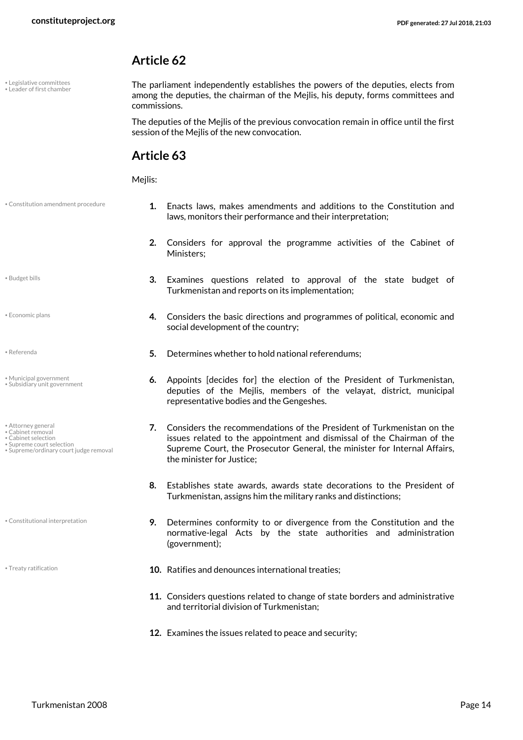## Article 62

The parliament independently establishes the powers of the deputies, elects from among the deputies, the chairman of the Mejlis, his deputy, forms committees and commissions.

The deputies of the Mejlis of the previous convocation remain in office until the first session of the Mejlis of the new convocation.

## Article 63

Mejlis:

1. Enacts laws, makes amendments and additions to the Constitution and laws, monitors their performance and their interpretation;
2. Considers for approval the programme activities of the Cabinet of Ministers;
3. Examines questions related to approval of the state budget of Turkmenistan and reports on its implementation;
4. Considers the basic directions and programmes of political, economic and social development of the country;
5. Determines whether to hold national referendums;
6. Appoints [decides for] the election of the President of Turkmenistan, deputies of the Mejlis, members of the velayat, district, municipal representative bodies and the Gengeshes.
7. Considers the recommendations of the President of Turkmenistan on the issues related to the appointment and dismissal of the Chairman of the Supreme Court, the Prosecutor General, the minister for Internal Affairs, the minister for Justice;
8. Establishes state awards, awards state decorations to the President of Turkmenistan, assigns him the military ranks and distinctions;
9. Determines conformity to or divergence from the Constitution and the normative-legal Acts by the state authorities and administration (government);
10. Ratifies and denounces international treaties;
11. Considers questions related to change of state borders and administrative and territorial division of Turkmenistan;
12. Examines the issues related to peace and security;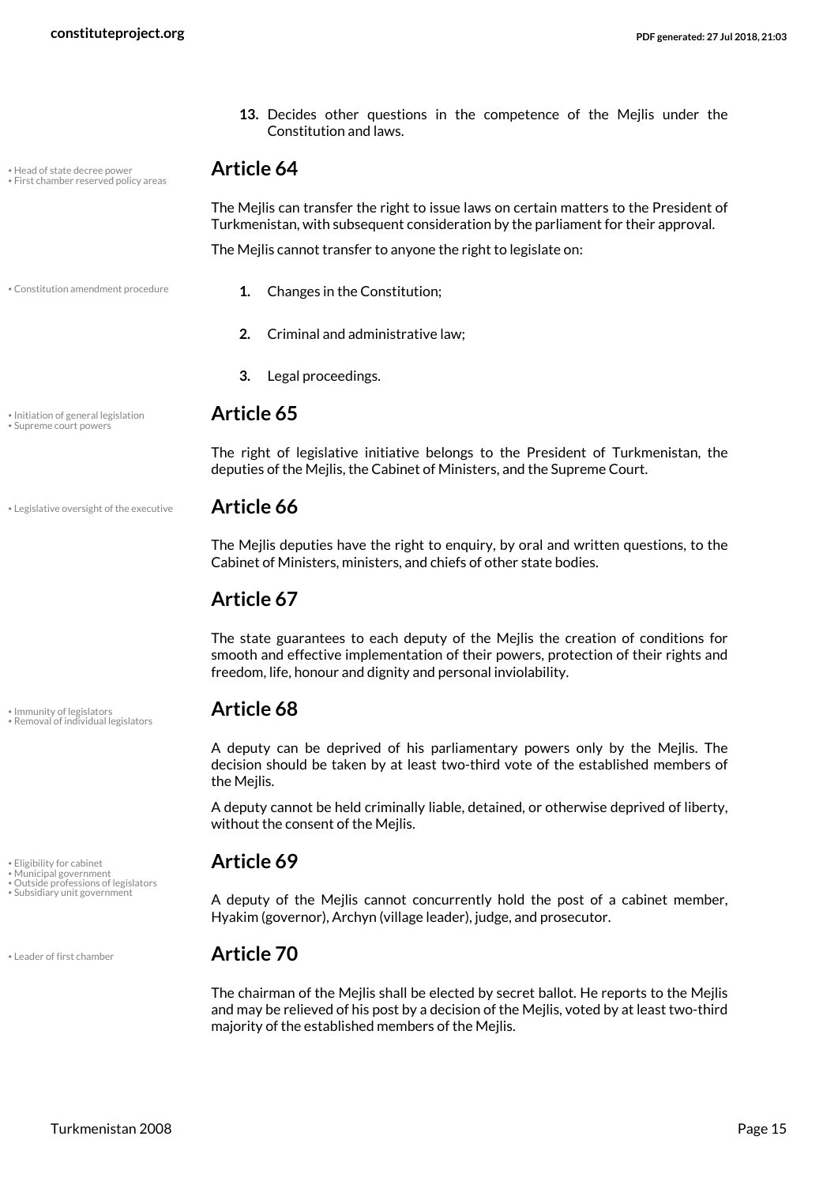13. Decides other questions in the competence of the Mejlis under the Constitution and laws.

## Article 64

The Mejlis can transfer the right to issue laws on certain matters to the President of Turkmenistan, with subsequent consideration by the parliament for their approval.

The Mejlis cannot transfer to anyone the right to legislate on:

1. Changes in the Constitution;
2. Criminal and administrative law;
3. Legal proceedings.

## Article 65

The right of legislative initiative belongs to the President of Turkmenistan, the deputies of the Mejlis, the Cabinet of Ministers, and the Supreme Court.

## Article 66

The Mejlis deputies have the right to enquiry, by oral and written questions, to the Cabinet of Ministers, ministers, and chiefs of other state bodies.

## Article 67

The state guarantees to each deputy of the Mejlis the creation of conditions for smooth and effective implementation of their powers, protection of their rights and freedom, life, honour and dignity and personal inviolability.

## Article 68

A deputy can be deprived of his parliamentary powers only by the Mejlis. The decision should be taken by at least two-third vote of the established members of the Mejlis.

A deputy cannot be held criminally liable, detained, or otherwise deprived of liberty, without the consent of the Mejlis.

## Article 69

A deputy of the Mejlis cannot concurrently hold the post of a cabinet member, Hyakim (governor), Archyn (village leader), judge, and prosecutor.

## Article 70

The chairman of the Mejlis shall be elected by secret ballot. He reports to the Mejlis and may be relieved of his post by a decision of the Mejlis, voted by at least two-third majority of the established members of the Mejlis.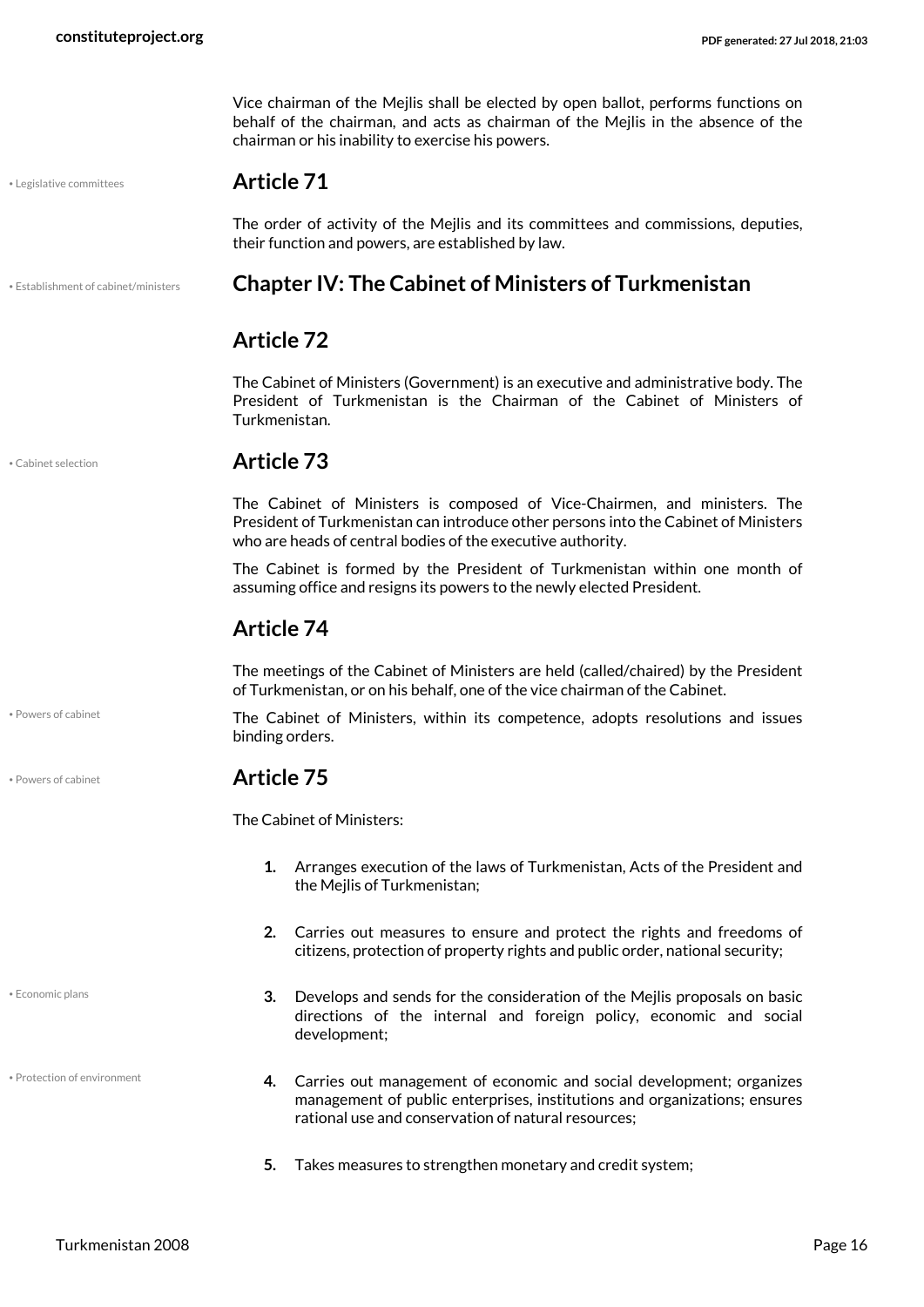Vice chairman of the Mejlis shall be elected by open ballot, performs functions on behalf of the chairman, and acts as chairman of the Mejlis in the absence of the chairman or his inability to exercise his powers.

## Article 71

The order of activity of the Mejlis and its committees and commissions, deputies, their function and powers, are established by law.

# Chapter IV: The Cabinet of Ministers of Turkmenistan

## Article 72

The Cabinet of Ministers (Government) is an executive and administrative body. The President of Turkmenistan is the Chairman of the Cabinet of Ministers of Turkmenistan.

## Article 73

The Cabinet of Ministers is composed of Vice-Chairmen, and ministers. The President of Turkmenistan can introduce other persons into the Cabinet of Ministers who are heads of central bodies of the executive authority.

The Cabinet is formed by the President of Turkmenistan within one month of assuming office and resigns its powers to the newly elected President.

## Article 74

The meetings of the Cabinet of Ministers are held (called/chaired) by the President of Turkmenistan, or on his behalf, one of the vice chairman of the Cabinet.

The Cabinet of Ministers, within its competence, adopts resolutions and issues binding orders.

## Article 75

The Cabinet of Ministers:

1. Arranges execution of the laws of Turkmenistan, Acts of the President and the Mejlis of Turkmenistan;
2. Carries out measures to ensure and protect the rights and freedoms of citizens, protection of property rights and public order, national security;
3. Develops and sends for the consideration of the Mejlis proposals on basic directions of the internal and foreign policy, economic and social development;
4. Carries out management of economic and social development; organizes management of public enterprises, institutions and organizations; ensures rational use and conservation of natural resources;
5. Takes measures to strengthen monetary and credit system;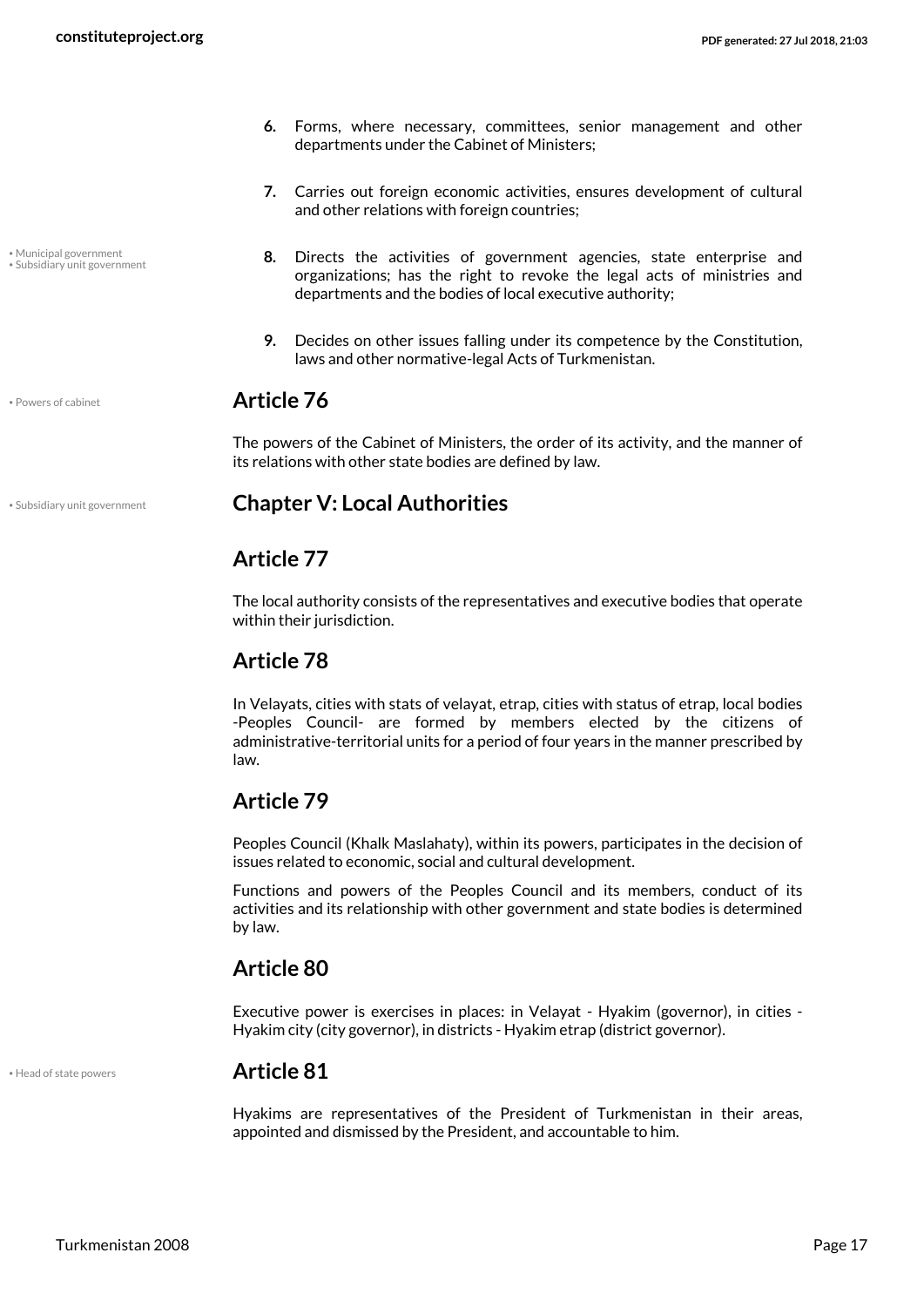6. Forms, where necessary, committees, senior management and other departments under the Cabinet of Ministers;

7. Carries out foreign economic activities, ensures development of cultural and other relations with foreign countries;

8. Directs the activities of government agencies, state enterprise and organizations; has the right to revoke the legal acts of ministries and departments and the bodies of local executive authority;

9. Decides on other issues falling under its competence by the Constitution, laws and other normative-legal Acts of Turkmenistan.

## Article 76

The powers of the Cabinet of Ministers, the order of its activity, and the manner of its relations with other state bodies are defined by law.

# Chapter V: Local Authorities

## Article 77

The local authority consists of the representatives and executive bodies that operate within their jurisdiction.

## Article 78

In Velayats, cities with stats of velayat, etrap, cities with status of etrap, local bodies -Peoples Council- are formed by members elected by the citizens of administrative-territorial units for a period of four years in the manner prescribed by law.

## Article 79

Peoples Council (Khalk Maslahaty), within its powers, participates in the decision of issues related to economic, social and cultural development.

Functions and powers of the Peoples Council and its members, conduct of its activities and its relationship with other government and state bodies is determined by law.

## Article 80

Executive power is exercises in places: in Velayat - Hyakim (governor), in cities - Hyakim city (city governor), in districts - Hyakim etrap (district governor).

## Article 81

Hyakims are representatives of the President of Turkmenistan in their areas, appointed and dismissed by the President, and accountable to him.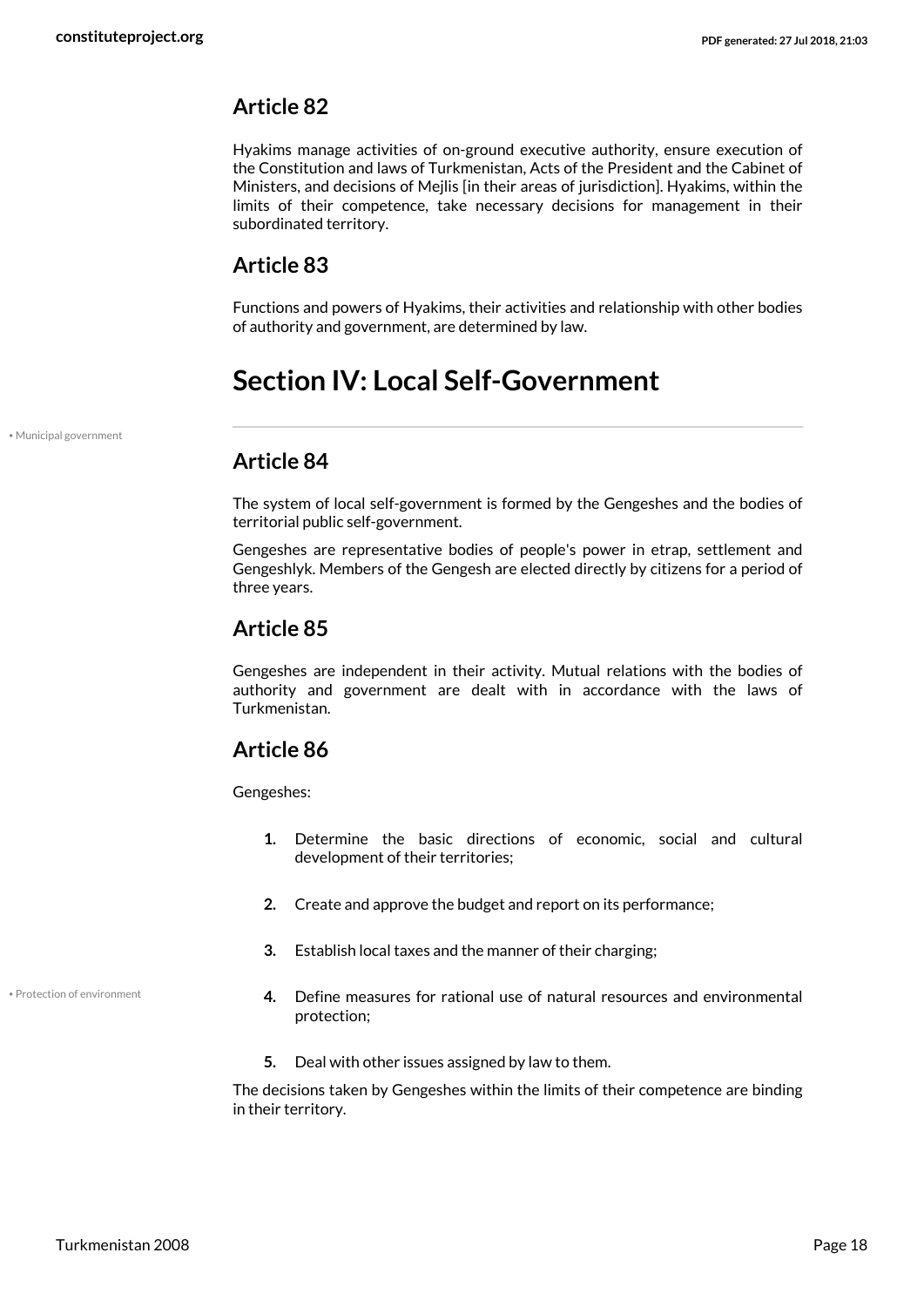## Article 82

Hyakims manage activities of on-ground executive authority, ensure execution of the Constitution and laws of Turkmenistan, Acts of the President and the Cabinet of Ministers, and decisions of Mejlis [in their areas of jurisdiction]. Hyakims, within the limits of their competence, take necessary decisions for management in their subordinated territory.

## Article 83

Functions and powers of Hyakims, their activities and relationship with other bodies of authority and government, are determined by law.

# Section IV: Local Self-Government

• Municipal government

## Article 84

The system of local self-government is formed by the Gengeshes and the bodies of territorial public self-government.

Gengeshes are representative bodies of people's power in etrap, settlement and Gengeshlyk. Members of the Gengesh are elected directly by citizens for a period of three years.

## Article 85

Gengeshes are independent in their activity. Mutual relations with the bodies of authority and government are dealt with in accordance with the laws of Turkmenistan.

## Article 86

Gengeshes:

1. Determine the basic directions of economic, social and cultural development of their territories;
2. Create and approve the budget and report on its performance;
3. Establish local taxes and the manner of their charging;
4. Define measures for rational use of natural resources and environmental protection;
5. Deal with other issues assigned by law to them.

• Protection of environment

The decisions taken by Gengeshes within the limits of their competence are binding in their territory.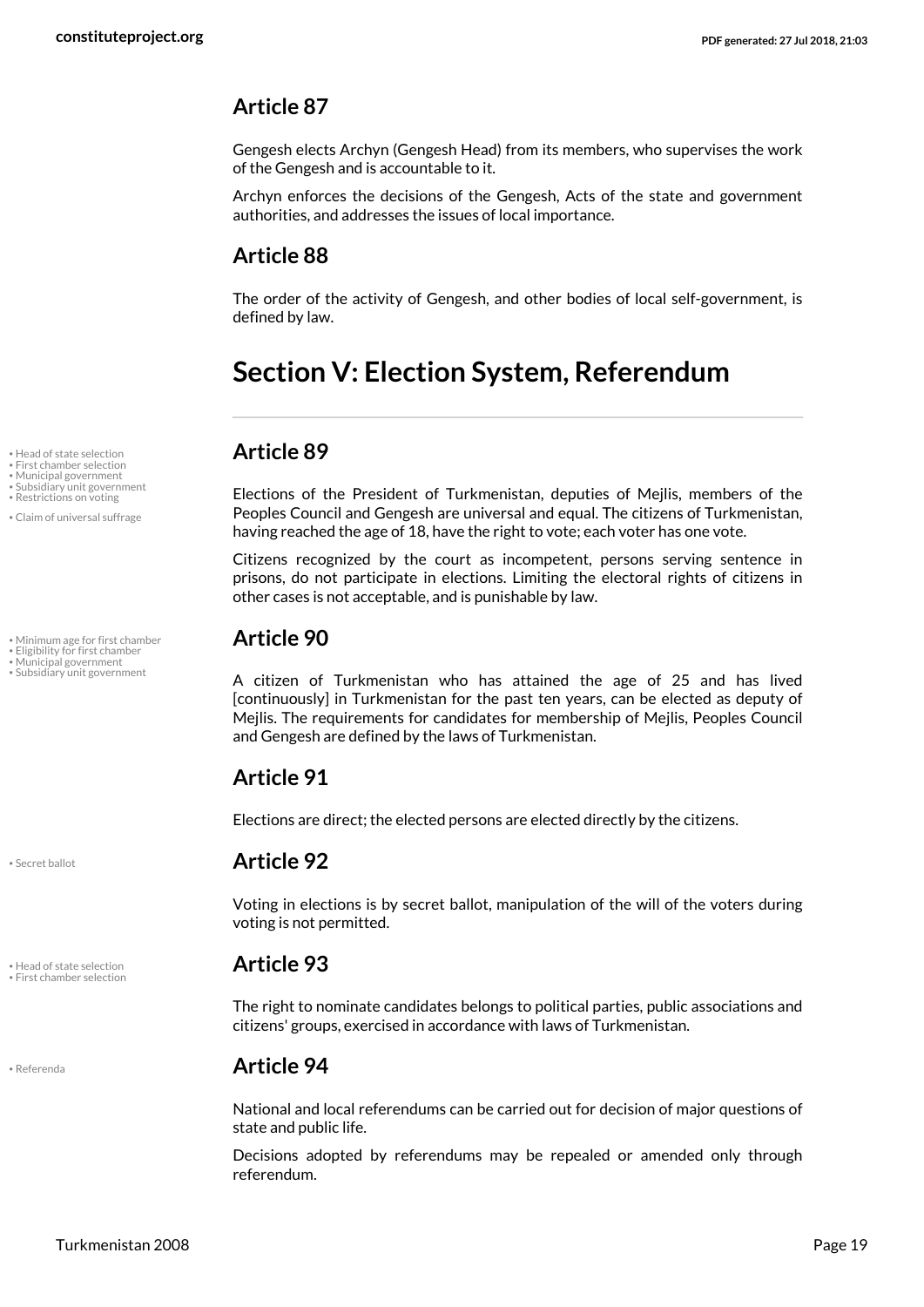## Article 87

Gengesh elects Archyn (Gengesh Head) from its members, who supervises the work of the Gengesh and is accountable to it.

Archyn enforces the decisions of the Gengesh, Acts of the state and government authorities, and addresses the issues of local importance.

## Article 88

The order of the activity of Gengesh, and other bodies of local self-government, is defined by law.

# Section V: Election System, Referendum

## Article 89

- Head of state selection
- First chamber selection
- Municipal government
- Subsidiary unit government
- Restrictions on voting
- Claim of universal suffrage

Elections of the President of Turkmenistan, deputies of Mejlis, members of the Peoples Council and Gengesh are universal and equal. The citizens of Turkmenistan, having reached the age of 18, have the right to vote; each voter has one vote.

Citizens recognized by the court as incompetent, persons serving sentence in prisons, do not participate in elections. Limiting the electoral rights of citizens in other cases is not acceptable, and is punishable by law.

## Article 90

- Minimum age for first chamber
- Eligibility for first chamber
- Municipal government
- Subsidiary unit government

A citizen of Turkmenistan who has attained the age of 25 and has lived [continuously] in Turkmenistan for the past ten years, can be elected as deputy of Mejlis. The requirements for candidates for membership of Mejlis, Peoples Council and Gengesh are defined by the laws of Turkmenistan.

## Article 91

Elections are direct; the elected persons are elected directly by the citizens.

## Article 92

- Secret ballot

Voting in elections is by secret ballot, manipulation of the will of the voters during voting is not permitted.

## Article 93

- Head of state selection
- First chamber selection

The right to nominate candidates belongs to political parties, public associations and citizens' groups, exercised in accordance with laws of Turkmenistan.

## Article 94

- Referenda

National and local referendums can be carried out for decision of major questions of state and public life.

Decisions adopted by referendums may be repealed or amended only through referendum.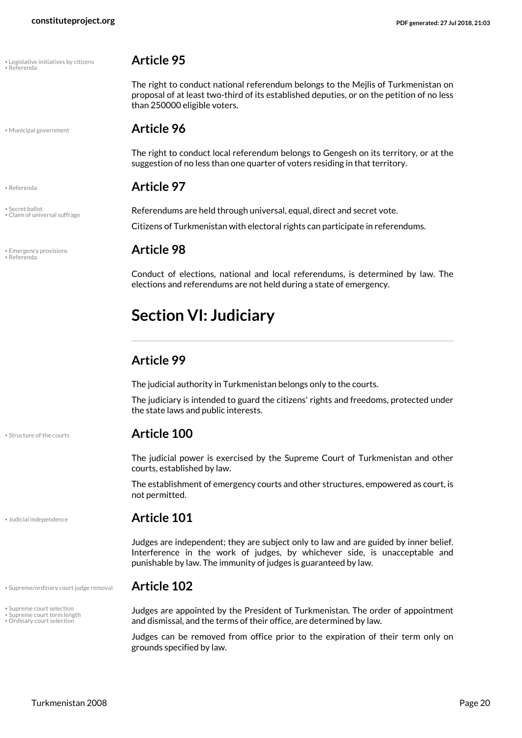## Article 95

The right to conduct national referendum belongs to the Mejlis of Turkmenistan on proposal of at least two-third of its established deputies, or on the petition of no less than 250000 eligible voters.

## Article 96

The right to conduct local referendum belongs to Gengesh on its territory, or at the suggestion of no less than one quarter of voters residing in that territory.

## Article 97

Referendums are held through universal, equal, direct and secret vote.

Citizens of Turkmenistan with electoral rights can participate in referendums.

## Article 98

Conduct of elections, national and local referendums, is determined by law. The elections and referendums are not held during a state of emergency.

# Section VI: Judiciary

## Article 99

The judicial authority in Turkmenistan belongs only to the courts.

The judiciary is intended to guard the citizens' rights and freedoms, protected under the state laws and public interests.

## Article 100

The judicial power is exercised by the Supreme Court of Turkmenistan and other courts, established by law.

The establishment of emergency courts and other structures, empowered as court, is not permitted.

## Article 101

Judges are independent; they are subject only to law and are guided by inner belief. Interference in the work of judges, by whichever side, is unacceptable and punishable by law. The immunity of judges is guaranteed by law.

## Article 102

Judges are appointed by the President of Turkmenistan. The order of appointment and dismissal, and the terms of their office, are determined by law.

Judges can be removed from office prior to the expiration of their term only on grounds specified by law.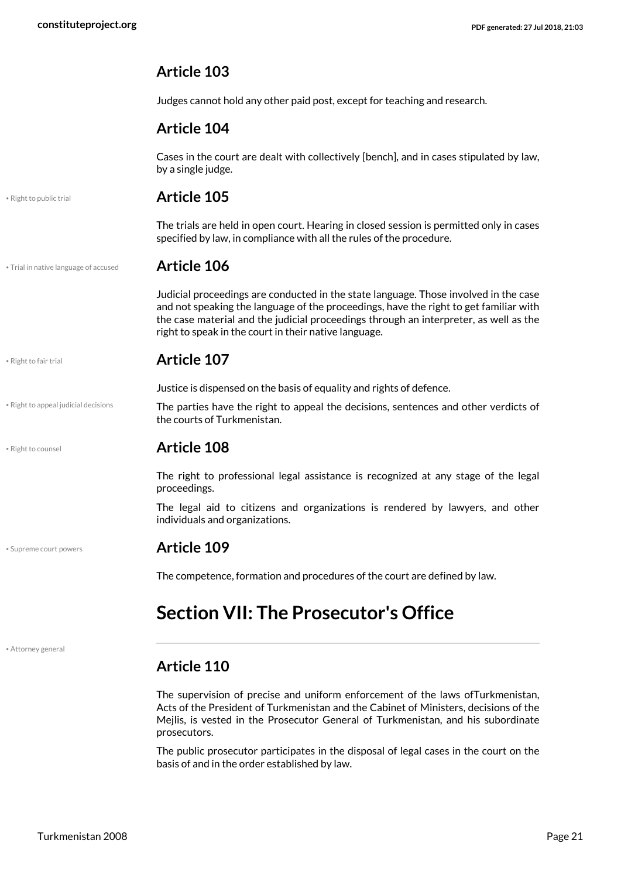### Article 103

Judges cannot hold any other paid post, except for teaching and research.

### Article 104

Cases in the court are dealt with collectively [bench], and in cases stipulated by law, by a single judge.

• Right to public trial

### Article 105

The trials are held in open court. Hearing in closed session is permitted only in cases specified by law, in compliance with all the rules of the procedure.

• Trial in native language of accused

### Article 106

Judicial proceedings are conducted in the state language. Those involved in the case and not speaking the language of the proceedings, have the right to get familiar with the case material and the judicial proceedings through an interpreter, as well as the right to speak in the court in their native language.

• Right to fair trial

### Article 107

Justice is dispensed on the basis of equality and rights of defence.

• Right to appeal judicial decisions

The parties have the right to appeal the decisions, sentences and other verdicts of the courts of Turkmenistan.

• Right to counsel

### Article 108

The right to professional legal assistance is recognized at any stage of the legal proceedings.

The legal aid to citizens and organizations is rendered by lawyers, and other individuals and organizations.

• Supreme court powers

### Article 109

The competence, formation and procedures of the court are defined by law.

## Section VII: The Prosecutor's Office

• Attorney general

### Article 110

The supervision of precise and uniform enforcement of the laws ofTurkmenistan, Acts of the President of Turkmenistan and the Cabinet of Ministers, decisions of the Mejlis, is vested in the Prosecutor General of Turkmenistan, and his subordinate prosecutors.

The public prosecutor participates in the disposal of legal cases in the court on the basis of and in the order established by law.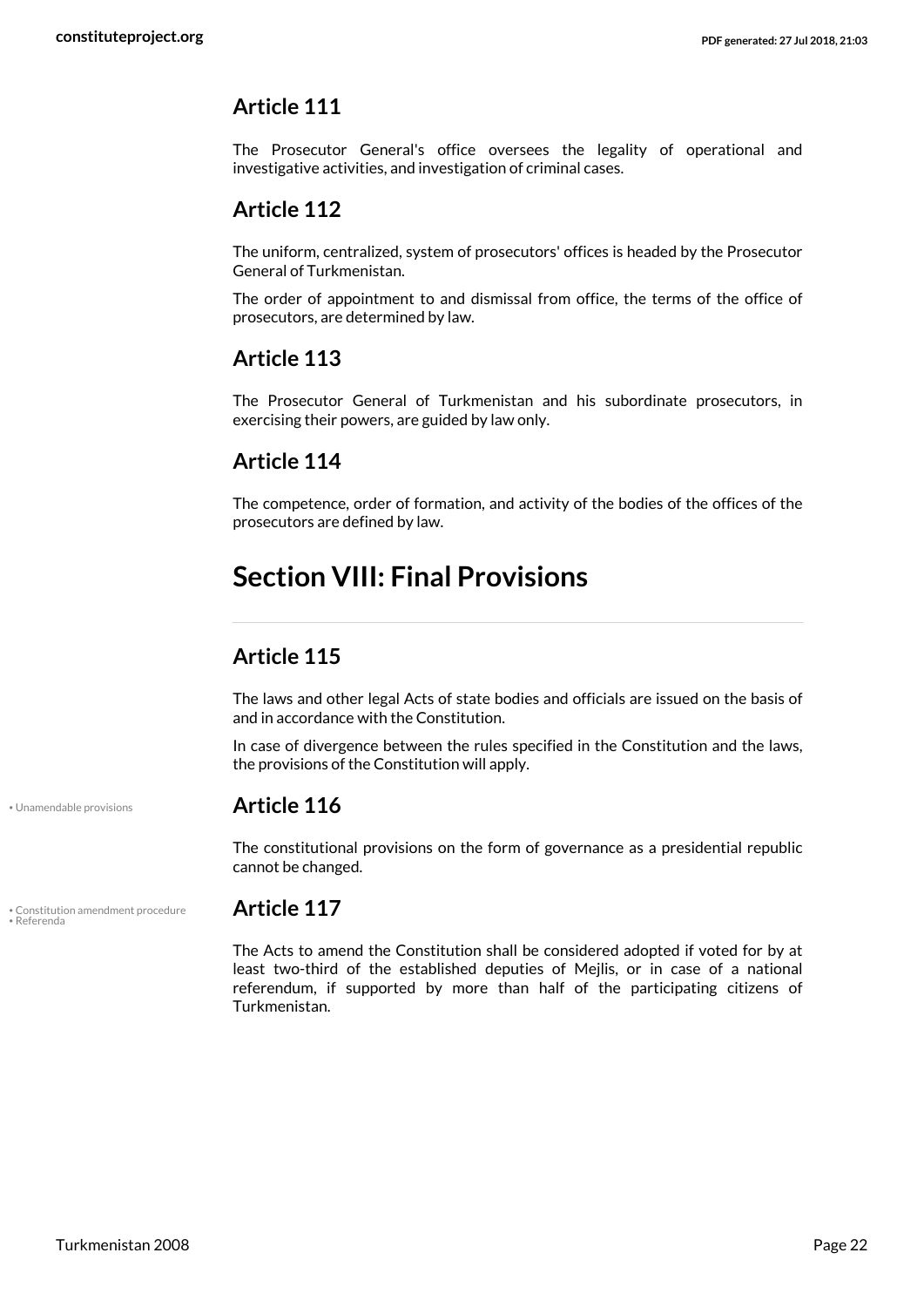### Article 111

The Prosecutor General's office oversees the legality of operational and investigative activities, and investigation of criminal cases.

### Article 112

The uniform, centralized, system of prosecutors' offices is headed by the Prosecutor General of Turkmenistan.

The order of appointment to and dismissal from office, the terms of the office of prosecutors, are determined by law.

### Article 113

The Prosecutor General of Turkmenistan and his subordinate prosecutors, in exercising their powers, are guided by law only.

### Article 114

The competence, order of formation, and activity of the bodies of the offices of the prosecutors are defined by law.

## Section VIII: Final Provisions

### Article 115

The laws and other legal Acts of state bodies and officials are issued on the basis of and in accordance with the Constitution.

In case of divergence between the rules specified in the Constitution and the laws, the provisions of the Constitution will apply.

• Unamendable provisions

### Article 116

The constitutional provisions on the form of governance as a presidential republic cannot be changed.

• Constitution amendment procedure
• Referenda

### Article 117

The Acts to amend the Constitution shall be considered adopted if voted for by at least two-third of the established deputies of Mejlis, or in case of a national referendum, if supported by more than half of the participating citizens of Turkmenistan.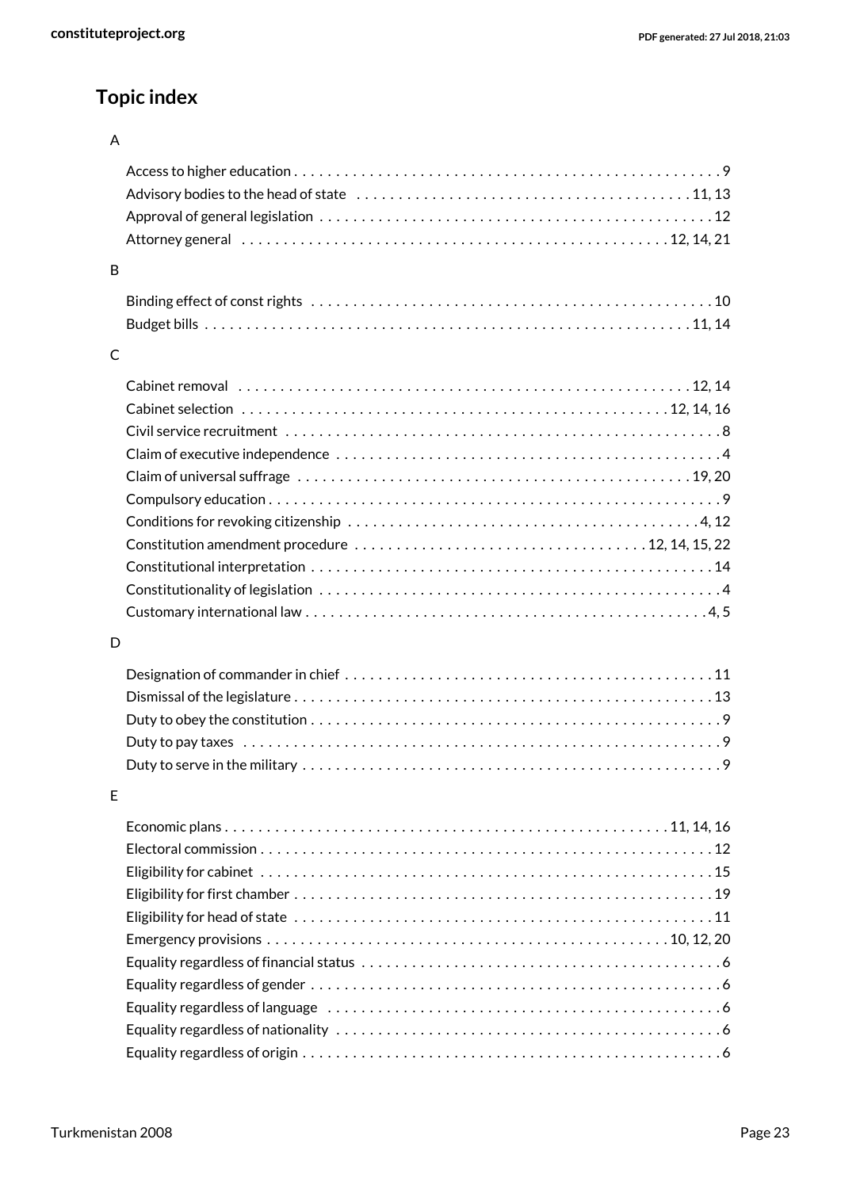## Topic index

A

- Access to higher education . . . . . . . . . . 9
- Advisory bodies to the head of state . . . . . . . . . . 11, 13
- Approval of general legislation . . . . . . . . . . 12
- Attorney general . . . . . . . . . . 12, 14, 21

B

- Binding effect of const rights . . . . . . . . . . 10
- Budget bills . . . . . . . . . . 11, 14

C

- Cabinet removal . . . . . . . . . . 12, 14
- Cabinet selection . . . . . . . . . . 12, 14, 16
- Civil service recruitment . . . . . . . . . . 8
- Claim of executive independence . . . . . . . . . . 4
- Claim of universal suffrage . . . . . . . . . . 19, 20
- Compulsory education . . . . . . . . . . 9
- Conditions for revoking citizenship . . . . . . . . . . 4, 12
- Constitution amendment procedure . . . . . . . . . . 12, 14, 15, 22
- Constitutional interpretation . . . . . . . . . . 14
- Constitutionality of legislation . . . . . . . . . . 4
- Customary international law . . . . . . . . . . 4, 5

D

- Designation of commander in chief . . . . . . . . . . 11
- Dismissal of the legislature . . . . . . . . . . 13
- Duty to obey the constitution . . . . . . . . . . 9
- Duty to pay taxes . . . . . . . . . . 9
- Duty to serve in the military . . . . . . . . . . 9

E

- Economic plans . . . . . . . . . . 11, 14, 16
- Electoral commission . . . . . . . . . . 12
- Eligibility for cabinet . . . . . . . . . . 15
- Eligibility for first chamber . . . . . . . . . . 19
- Eligibility for head of state . . . . . . . . . . 11
- Emergency provisions . . . . . . . . . . 10, 12, 20
- Equality regardless of financial status . . . . . . . . . . 6
- Equality regardless of gender . . . . . . . . . . 6
- Equality regardless of language . . . . . . . . . . 6
- Equality regardless of nationality . . . . . . . . . . 6
- Equality regardless of origin . . . . . . . . . . 6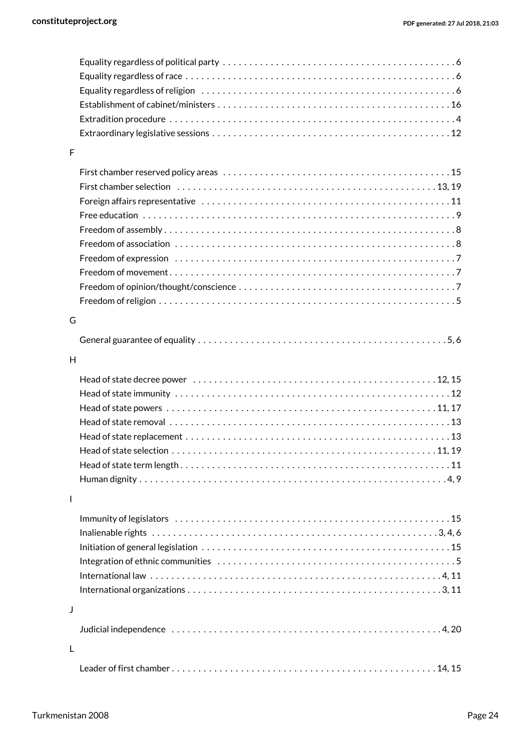Equality regardless of political party . . . . . 6
Equality regardless of race . . . . . 6
Equality regardless of religion . . . . . 6
Establishment of cabinet/ministers . . . . . 16
Extradition procedure . . . . . 4
Extraordinary legislative sessions . . . . . 12

F

First chamber reserved policy areas . . . . . 15
First chamber selection . . . . . 13, 19
Foreign affairs representative . . . . . 11
Free education . . . . . 9
Freedom of assembly . . . . . 8
Freedom of association . . . . . 8
Freedom of expression . . . . . 7
Freedom of movement . . . . . 7
Freedom of opinion/thought/conscience . . . . . 7
Freedom of religion . . . . . 5

G

General guarantee of equality . . . . . 5, 6

H

Head of state decree power . . . . . 12, 15
Head of state immunity . . . . . 12
Head of state powers . . . . . 11, 17
Head of state removal . . . . . 13
Head of state replacement . . . . . 13
Head of state selection . . . . . 11, 19
Head of state term length . . . . . 11
Human dignity . . . . . 4, 9

I

Immunity of legislators . . . . . 15
Inalienable rights . . . . . 3, 4, 6
Initiation of general legislation . . . . . 15
Integration of ethnic communities . . . . . 5
International law . . . . . 4, 11
International organizations . . . . . 3, 11

J

Judicial independence . . . . . 4, 20

L

Leader of first chamber . . . . . 14, 15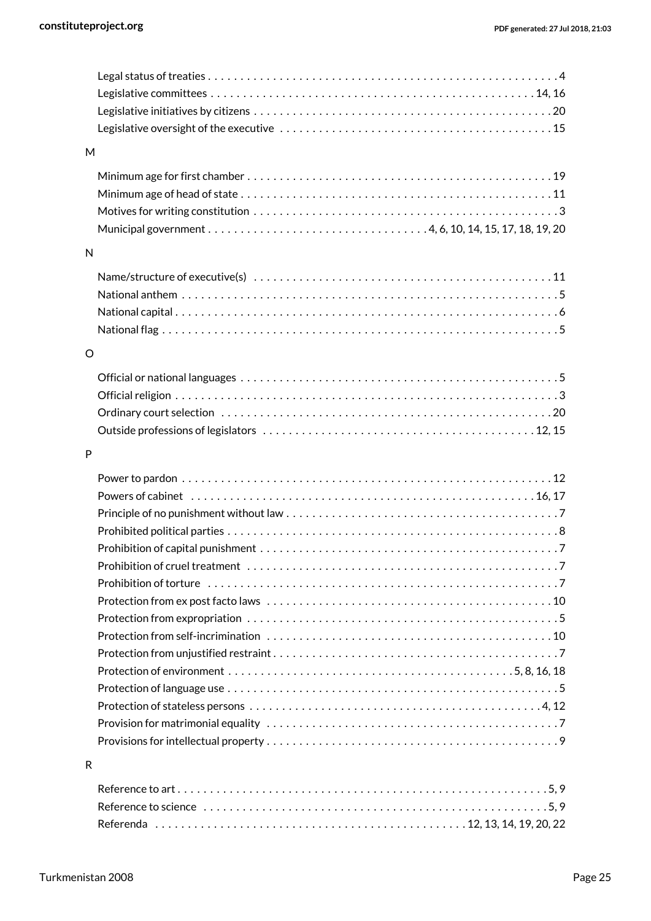Legal status of treaties . . . . . . . . . . . . . . . . . . . . . . . . . . . . . . . . . . . . . . . . . . . . . . . . . . . . . 4
Legislative committees . . . . . . . . . . . . . . . . . . . . . . . . . . . . . . . . . . . . . . . . . . . . . . . . . . 14, 16
Legislative initiatives by citizens . . . . . . . . . . . . . . . . . . . . . . . . . . . . . . . . . . . . . . . . . . . . . 20
Legislative oversight of the executive . . . . . . . . . . . . . . . . . . . . . . . . . . . . . . . . . . . . . . . . . 15

M

Minimum age for first chamber . . . . . . . . . . . . . . . . . . . . . . . . . . . . . . . . . . . . . . . . . . . . . . 19
Minimum age of head of state . . . . . . . . . . . . . . . . . . . . . . . . . . . . . . . . . . . . . . . . . . . . . . . 11
Motives for writing constitution . . . . . . . . . . . . . . . . . . . . . . . . . . . . . . . . . . . . . . . . . . . . . . 3
Municipal government . . . . . . . . . . . . . . . . . . . . . . . . . . . . . . . . . 4, 6, 10, 14, 15, 17, 18, 19, 20

N

Name/structure of executive(s) . . . . . . . . . . . . . . . . . . . . . . . . . . . . . . . . . . . . . . . . . . . . . . 11
National anthem . . . . . . . . . . . . . . . . . . . . . . . . . . . . . . . . . . . . . . . . . . . . . . . . . . . . . . . . . . . 5
National capital . . . . . . . . . . . . . . . . . . . . . . . . . . . . . . . . . . . . . . . . . . . . . . . . . . . . . . . . . . . . 6
National flag . . . . . . . . . . . . . . . . . . . . . . . . . . . . . . . . . . . . . . . . . . . . . . . . . . . . . . . . . . . . . . 5

O

Official or national languages . . . . . . . . . . . . . . . . . . . . . . . . . . . . . . . . . . . . . . . . . . . . . . . . . 5
Official religion . . . . . . . . . . . . . . . . . . . . . . . . . . . . . . . . . . . . . . . . . . . . . . . . . . . . . . . . . . . . 3
Ordinary court selection . . . . . . . . . . . . . . . . . . . . . . . . . . . . . . . . . . . . . . . . . . . . . . . . . . . . 20
Outside professions of legislators . . . . . . . . . . . . . . . . . . . . . . . . . . . . . . . . . . . . . . . . . . 12, 15

P

Power to pardon . . . . . . . . . . . . . . . . . . . . . . . . . . . . . . . . . . . . . . . . . . . . . . . . . . . . . . . . . . 12
Powers of cabinet . . . . . . . . . . . . . . . . . . . . . . . . . . . . . . . . . . . . . . . . . . . . . . . . . . . . . . . 16, 17
Principle of no punishment without law . . . . . . . . . . . . . . . . . . . . . . . . . . . . . . . . . . . . . . . . . . 7
Prohibited political parties . . . . . . . . . . . . . . . . . . . . . . . . . . . . . . . . . . . . . . . . . . . . . . . . . . . . 8
Prohibition of capital punishment . . . . . . . . . . . . . . . . . . . . . . . . . . . . . . . . . . . . . . . . . . . . . . 7
Prohibition of cruel treatment . . . . . . . . . . . . . . . . . . . . . . . . . . . . . . . . . . . . . . . . . . . . . . . . . 7
Prohibition of torture . . . . . . . . . . . . . . . . . . . . . . . . . . . . . . . . . . . . . . . . . . . . . . . . . . . . . . . . 7
Protection from ex post facto laws . . . . . . . . . . . . . . . . . . . . . . . . . . . . . . . . . . . . . . . . . . . . . 10
Protection from expropriation . . . . . . . . . . . . . . . . . . . . . . . . . . . . . . . . . . . . . . . . . . . . . . . . . 5
Protection from self-incrimination . . . . . . . . . . . . . . . . . . . . . . . . . . . . . . . . . . . . . . . . . . . . . 10
Protection from unjustified restraint . . . . . . . . . . . . . . . . . . . . . . . . . . . . . . . . . . . . . . . . . . . . 7
Protection of environment . . . . . . . . . . . . . . . . . . . . . . . . . . . . . . . . . . . . . . . . . . . . 5, 8, 16, 18
Protection of language use . . . . . . . . . . . . . . . . . . . . . . . . . . . . . . . . . . . . . . . . . . . . . . . . . . . 5
Protection of stateless persons . . . . . . . . . . . . . . . . . . . . . . . . . . . . . . . . . . . . . . . . . . . . . . 4, 12
Provision for matrimonial equality . . . . . . . . . . . . . . . . . . . . . . . . . . . . . . . . . . . . . . . . . . . . . . 7
Provisions for intellectual property . . . . . . . . . . . . . . . . . . . . . . . . . . . . . . . . . . . . . . . . . . . . . 9

R

Reference to art . . . . . . . . . . . . . . . . . . . . . . . . . . . . . . . . . . . . . . . . . . . . . . . . . . . . . . . . . . 5, 9
Reference to science . . . . . . . . . . . . . . . . . . . . . . . . . . . . . . . . . . . . . . . . . . . . . . . . . . . . . . 5, 9
Referenda . . . . . . . . . . . . . . . . . . . . . . . . . . . . . . . . . . . . . . . . . . . . . . . . . 12, 13, 14, 19, 20, 22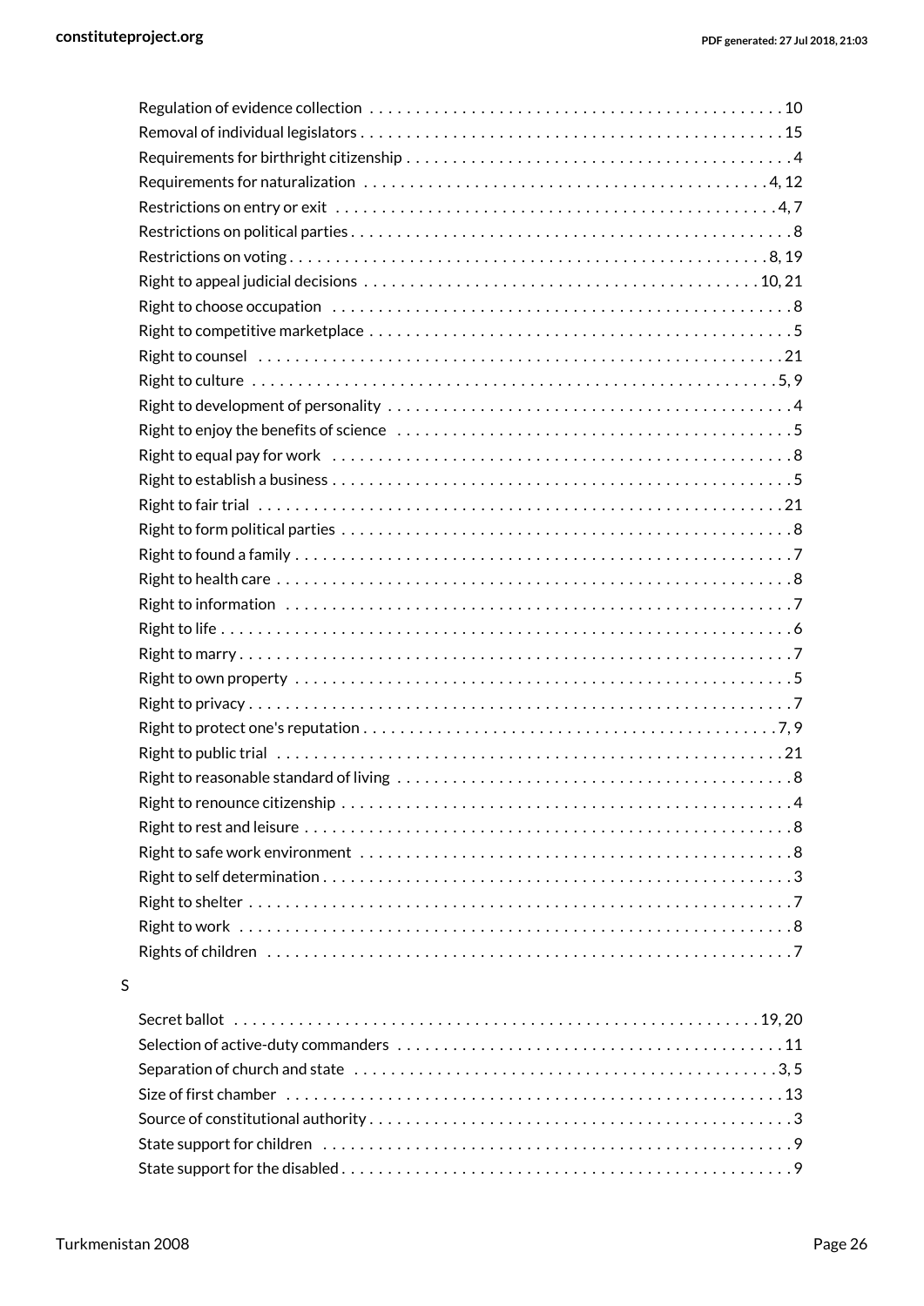Regulation of evidence collection . . . . . . . . . . . . . . . . . . . . . . . . . . . . . . . . . . . . . . . . . . . . . 10
Removal of individual legislators . . . . . . . . . . . . . . . . . . . . . . . . . . . . . . . . . . . . . . . . . . . . . 15
Requirements for birthright citizenship . . . . . . . . . . . . . . . . . . . . . . . . . . . . . . . . . . . . . . . . . . 4
Requirements for naturalization . . . . . . . . . . . . . . . . . . . . . . . . . . . . . . . . . . . . . . . . . . . . 4, 12
Restrictions on entry or exit . . . . . . . . . . . . . . . . . . . . . . . . . . . . . . . . . . . . . . . . . . . . . . . . 4, 7
Restrictions on political parties . . . . . . . . . . . . . . . . . . . . . . . . . . . . . . . . . . . . . . . . . . . . . . . . 8
Restrictions on voting . . . . . . . . . . . . . . . . . . . . . . . . . . . . . . . . . . . . . . . . . . . . . . . . . . . . 8, 19
Right to appeal judicial decisions . . . . . . . . . . . . . . . . . . . . . . . . . . . . . . . . . . . . . . . . . . 10, 21
Right to choose occupation . . . . . . . . . . . . . . . . . . . . . . . . . . . . . . . . . . . . . . . . . . . . . . . . . . . 8
Right to competitive marketplace . . . . . . . . . . . . . . . . . . . . . . . . . . . . . . . . . . . . . . . . . . . . . . . 5
Right to counsel . . . . . . . . . . . . . . . . . . . . . . . . . . . . . . . . . . . . . . . . . . . . . . . . . . . . . . . . . 21
Right to culture . . . . . . . . . . . . . . . . . . . . . . . . . . . . . . . . . . . . . . . . . . . . . . . . . . . . . . . . . 5, 9
Right to development of personality . . . . . . . . . . . . . . . . . . . . . . . . . . . . . . . . . . . . . . . . . . . . 4
Right to enjoy the benefits of science . . . . . . . . . . . . . . . . . . . . . . . . . . . . . . . . . . . . . . . . . . . 5
Right to equal pay for work . . . . . . . . . . . . . . . . . . . . . . . . . . . . . . . . . . . . . . . . . . . . . . . . . . 8
Right to establish a business . . . . . . . . . . . . . . . . . . . . . . . . . . . . . . . . . . . . . . . . . . . . . . . . . . 5
Right to fair trial . . . . . . . . . . . . . . . . . . . . . . . . . . . . . . . . . . . . . . . . . . . . . . . . . . . . . . . . . 21
Right to form political parties . . . . . . . . . . . . . . . . . . . . . . . . . . . . . . . . . . . . . . . . . . . . . . . . . 8
Right to found a family . . . . . . . . . . . . . . . . . . . . . . . . . . . . . . . . . . . . . . . . . . . . . . . . . . . . . . 7
Right to health care . . . . . . . . . . . . . . . . . . . . . . . . . . . . . . . . . . . . . . . . . . . . . . . . . . . . . . . . 8
Right to information . . . . . . . . . . . . . . . . . . . . . . . . . . . . . . . . . . . . . . . . . . . . . . . . . . . . . . . 7
Right to life . . . . . . . . . . . . . . . . . . . . . . . . . . . . . . . . . . . . . . . . . . . . . . . . . . . . . . . . . . . . . . 6
Right to marry . . . . . . . . . . . . . . . . . . . . . . . . . . . . . . . . . . . . . . . . . . . . . . . . . . . . . . . . . . . . 7
Right to own property . . . . . . . . . . . . . . . . . . . . . . . . . . . . . . . . . . . . . . . . . . . . . . . . . . . . . . 5
Right to privacy . . . . . . . . . . . . . . . . . . . . . . . . . . . . . . . . . . . . . . . . . . . . . . . . . . . . . . . . . . . 7
Right to protect one's reputation . . . . . . . . . . . . . . . . . . . . . . . . . . . . . . . . . . . . . . . . . . . . . 7, 9
Right to public trial . . . . . . . . . . . . . . . . . . . . . . . . . . . . . . . . . . . . . . . . . . . . . . . . . . . . . . . 21
Right to reasonable standard of living . . . . . . . . . . . . . . . . . . . . . . . . . . . . . . . . . . . . . . . . . . . 8
Right to renounce citizenship . . . . . . . . . . . . . . . . . . . . . . . . . . . . . . . . . . . . . . . . . . . . . . . . . 4
Right to rest and leisure . . . . . . . . . . . . . . . . . . . . . . . . . . . . . . . . . . . . . . . . . . . . . . . . . . . . . 8
Right to safe work environment . . . . . . . . . . . . . . . . . . . . . . . . . . . . . . . . . . . . . . . . . . . . . . . 8
Right to self determination . . . . . . . . . . . . . . . . . . . . . . . . . . . . . . . . . . . . . . . . . . . . . . . . . . . 3
Right to shelter . . . . . . . . . . . . . . . . . . . . . . . . . . . . . . . . . . . . . . . . . . . . . . . . . . . . . . . . . . . . 7
Right to work . . . . . . . . . . . . . . . . . . . . . . . . . . . . . . . . . . . . . . . . . . . . . . . . . . . . . . . . . . . . . 8
Rights of children . . . . . . . . . . . . . . . . . . . . . . . . . . . . . . . . . . . . . . . . . . . . . . . . . . . . . . . . . . 7

## S

Secret ballot . . . . . . . . . . . . . . . . . . . . . . . . . . . . . . . . . . . . . . . . . . . . . . . . . . . . . . . . . 19, 20
Selection of active-duty commanders . . . . . . . . . . . . . . . . . . . . . . . . . . . . . . . . . . . . . . . . . . 11
Separation of church and state . . . . . . . . . . . . . . . . . . . . . . . . . . . . . . . . . . . . . . . . . . . . . . 3, 5
Size of first chamber . . . . . . . . . . . . . . . . . . . . . . . . . . . . . . . . . . . . . . . . . . . . . . . . . . . . . . 13
Source of constitutional authority . . . . . . . . . . . . . . . . . . . . . . . . . . . . . . . . . . . . . . . . . . . . . . 3
State support for children . . . . . . . . . . . . . . . . . . . . . . . . . . . . . . . . . . . . . . . . . . . . . . . . . . . 9
State support for the disabled . . . . . . . . . . . . . . . . . . . . . . . . . . . . . . . . . . . . . . . . . . . . . . . . . 9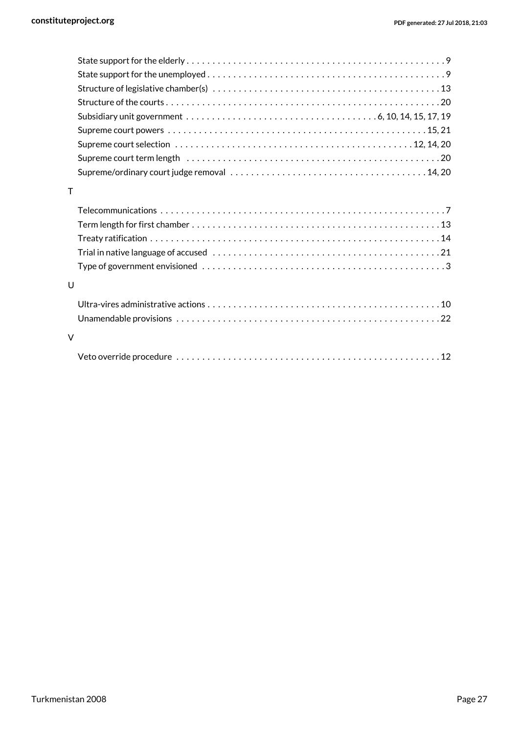State support for the elderly . . . . . . . . . . . . . . . . . . . . . . . . . . . . . . . . . . . . . . . . . . . . . . . . . . . 9
State support for the unemployed . . . . . . . . . . . . . . . . . . . . . . . . . . . . . . . . . . . . . . . . . . . . . . . 9
Structure of legislative chamber(s) . . . . . . . . . . . . . . . . . . . . . . . . . . . . . . . . . . . . . . . . . . . . 13
Structure of the courts . . . . . . . . . . . . . . . . . . . . . . . . . . . . . . . . . . . . . . . . . . . . . . . . . . . . . 20
Subsidiary unit government . . . . . . . . . . . . . . . . . . . . . . . . . . . . . . . . . . . . 6, 10, 14, 15, 17, 19
Supreme court powers . . . . . . . . . . . . . . . . . . . . . . . . . . . . . . . . . . . . . . . . . . . . . . . . . . 15, 21
Supreme court selection . . . . . . . . . . . . . . . . . . . . . . . . . . . . . . . . . . . . . . . . . . . . . 12, 14, 20
Supreme court term length . . . . . . . . . . . . . . . . . . . . . . . . . . . . . . . . . . . . . . . . . . . . . . . . . 20
Supreme/ordinary court judge removal . . . . . . . . . . . . . . . . . . . . . . . . . . . . . . . . . . . . . 14, 20

T

Telecommunications . . . . . . . . . . . . . . . . . . . . . . . . . . . . . . . . . . . . . . . . . . . . . . . . . . . . . . . 7
Term length for first chamber . . . . . . . . . . . . . . . . . . . . . . . . . . . . . . . . . . . . . . . . . . . . . . . . 13
Treaty ratification . . . . . . . . . . . . . . . . . . . . . . . . . . . . . . . . . . . . . . . . . . . . . . . . . . . . . . . . 14
Trial in native language of accused . . . . . . . . . . . . . . . . . . . . . . . . . . . . . . . . . . . . . . . . . . . 21
Type of government envisioned . . . . . . . . . . . . . . . . . . . . . . . . . . . . . . . . . . . . . . . . . . . . . . . 3

U

Ultra-vires administrative actions . . . . . . . . . . . . . . . . . . . . . . . . . . . . . . . . . . . . . . . . . . . . . 10
Unamendable provisions . . . . . . . . . . . . . . . . . . . . . . . . . . . . . . . . . . . . . . . . . . . . . . . . . . . 22

V

Veto override procedure . . . . . . . . . . . . . . . . . . . . . . . . . . . . . . . . . . . . . . . . . . . . . . . . . . . 12